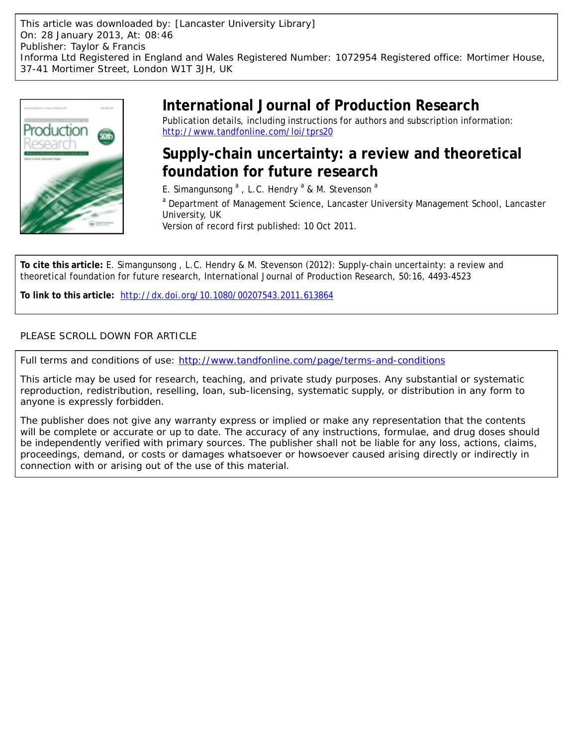This article was downloaded by: [Lancaster University Library]
On: 28 January 2013, At: 08:46
Publisher: Taylor & Francis
Informa Ltd Registered in England and Wales Registered Number: 1072954 Registered office: Mortimer House, 37-41 Mortimer Street, London W1T 3JH, UK

# International Journal of Production Research

Publication details, including instructions for authors and subscription information:
http://www.tandfonline.com/loi/tprs20

## Supply-chain uncertainty: a review and theoretical foundation for future research

E. Simangunsong [a], L.C. Hendry [a] & M. Stevenson [a]

[a] Department of Management Science, Lancaster University Management School, Lancaster University, UK

Version of record first published: 10 Oct 2011.

**To cite this article:** E. Simangunsong , L.C. Hendry & M. Stevenson (2012): Supply-chain uncertainty: a review and theoretical foundation for future research, International Journal of Production Research, 50:16, 4493-4523

**To link to this article:** http://dx.doi.org/10.1080/00207543.2011.613864

PLEASE SCROLL DOWN FOR ARTICLE

Full terms and conditions of use: http://www.tandfonline.com/page/terms-and-conditions

This article may be used for research, teaching, and private study purposes. Any substantial or systematic reproduction, redistribution, reselling, loan, sub-licensing, systematic supply, or distribution in any form to anyone is expressly forbidden.

The publisher does not give any warranty express or implied or make any representation that the contents will be complete or accurate or up to date. The accuracy of any instructions, formulae, and drug doses should be independently verified with primary sources. The publisher shall not be liable for any loss, actions, claims, proceedings, demand, or costs or damages whatsoever or howsoever caused arising directly or indirectly in connection with or arising out of the use of this material.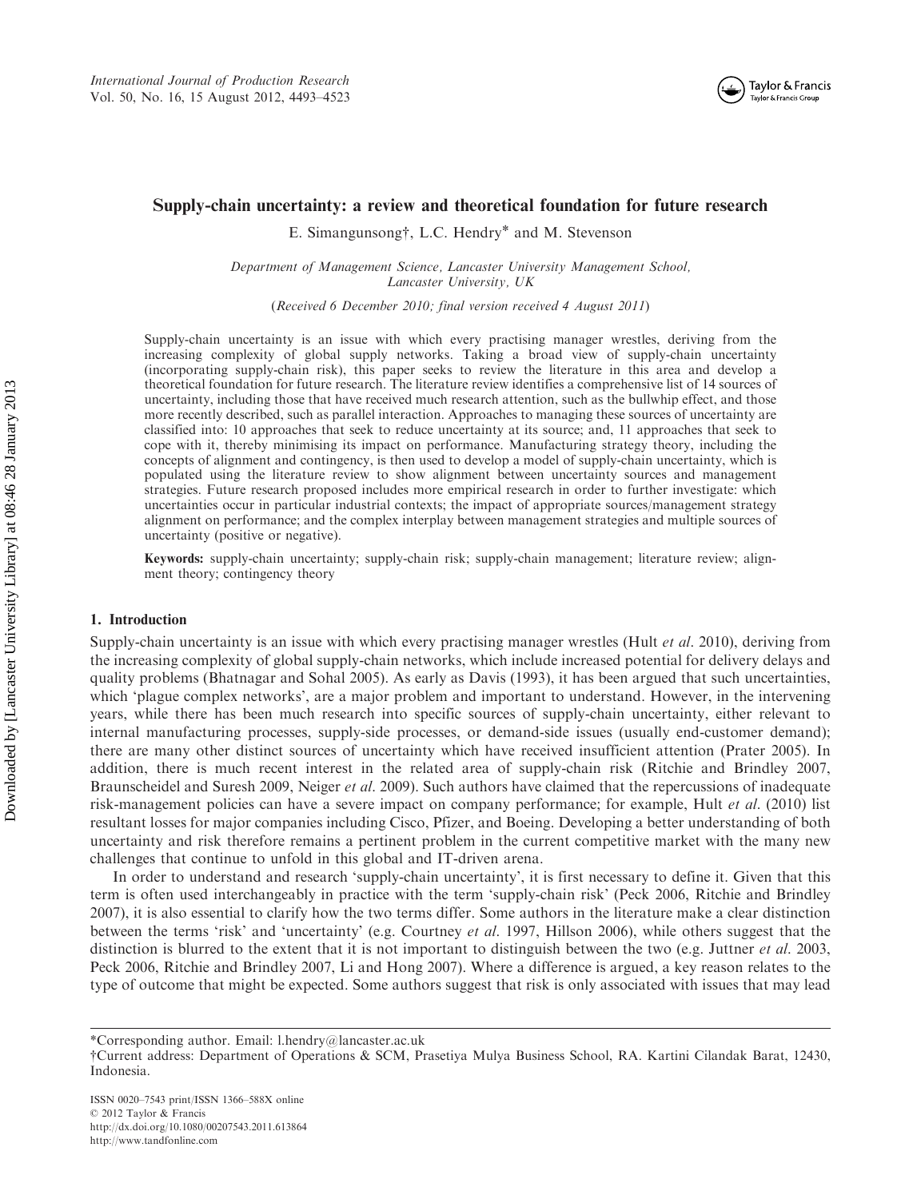# Supply-chain uncertainty: a review and theoretical foundation for future research

E. Simangunsong†, L.C. Hendry* and M. Stevenson

*Department of Management Science, Lancaster University Management School, Lancaster University, UK*

(*Received 6 December 2010; final version received 4 August 2011*)

Supply-chain uncertainty is an issue with which every practising manager wrestles, deriving from the increasing complexity of global supply networks. Taking a broad view of supply-chain uncertainty (incorporating supply-chain risk), this paper seeks to review the literature in this area and develop a theoretical foundation for future research. The literature review identifies a comprehensive list of 14 sources of uncertainty, including those that have received much research attention, such as the bullwhip effect, and those more recently described, such as parallel interaction. Approaches to managing these sources of uncertainty are classified into: 10 approaches that seek to reduce uncertainty at its source; and, 11 approaches that seek to cope with it, thereby minimising its impact on performance. Manufacturing strategy theory, including the concepts of alignment and contingency, is then used to develop a model of supply-chain uncertainty, which is populated using the literature review to show alignment between uncertainty sources and management strategies. Future research proposed includes more empirical research in order to further investigate: which uncertainties occur in particular industrial contexts; the impact of appropriate sources/management strategy alignment on performance; and the complex interplay between management strategies and multiple sources of uncertainty (positive or negative).

**Keywords:** supply-chain uncertainty; supply-chain risk; supply-chain management; literature review; alignment theory; contingency theory

## 1. Introduction

Supply-chain uncertainty is an issue with which every practising manager wrestles (Hult *et al*. 2010), deriving from the increasing complexity of global supply-chain networks, which include increased potential for delivery delays and quality problems (Bhatnagar and Sohal 2005). As early as Davis (1993), it has been argued that such uncertainties, which 'plague complex networks', are a major problem and important to understand. However, in the intervening years, while there has been much research into specific sources of supply-chain uncertainty, either relevant to internal manufacturing processes, supply-side processes, or demand-side issues (usually end-customer demand); there are many other distinct sources of uncertainty which have received insufficient attention (Prater 2005). In addition, there is much recent interest in the related area of supply-chain risk (Ritchie and Brindley 2007, Braunscheidel and Suresh 2009, Neiger *et al*. 2009). Such authors have claimed that the repercussions of inadequate risk-management policies can have a severe impact on company performance; for example, Hult *et al*. (2010) list resultant losses for major companies including Cisco, Pfizer, and Boeing. Developing a better understanding of both uncertainty and risk therefore remains a pertinent problem in the current competitive market with the many new challenges that continue to unfold in this global and IT-driven arena.

In order to understand and research 'supply-chain uncertainty', it is first necessary to define it. Given that this term is often used interchangeably in practice with the term 'supply-chain risk' (Peck 2006, Ritchie and Brindley 2007), it is also essential to clarify how the two terms differ. Some authors in the literature make a clear distinction between the terms 'risk' and 'uncertainty' (e.g. Courtney *et al*. 1997, Hillson 2006), while others suggest that the distinction is blurred to the extent that it is not important to distinguish between the two (e.g. Juttner *et al*. 2003, Peck 2006, Ritchie and Brindley 2007, Li and Hong 2007). Where a difference is argued, a key reason relates to the type of outcome that might be expected. Some authors suggest that risk is only associated with issues that may lead

---

*Corresponding author. Email: l.hendry@lancaster.ac.uk

†Current address: Department of Operations & SCM, Prasetiya Mulya Business School, RA. Kartini Cilandak Barat, 12430, Indonesia.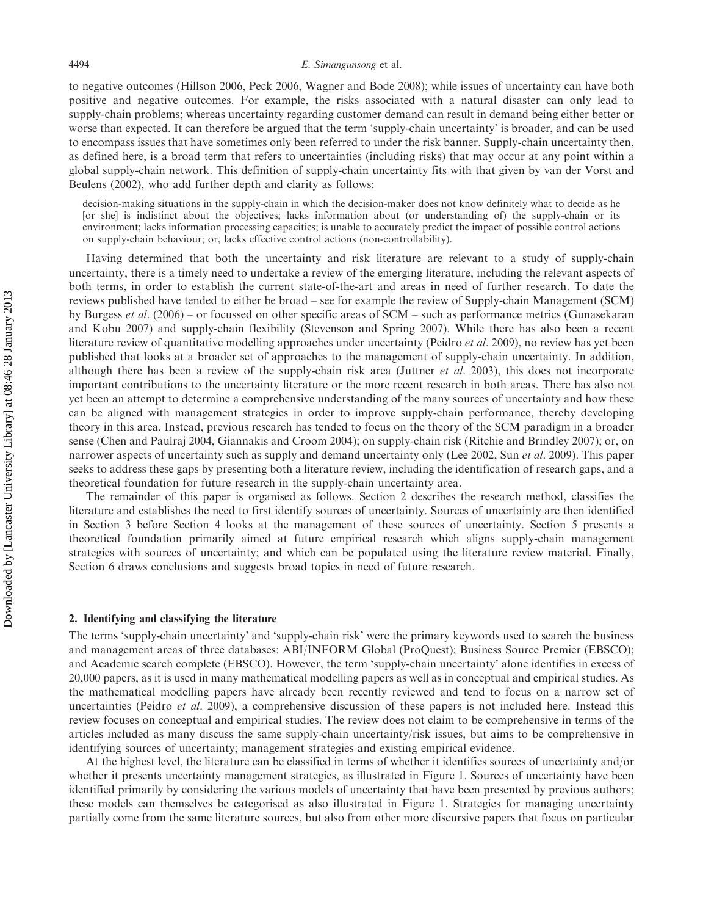to negative outcomes (Hillson 2006, Peck 2006, Wagner and Bode 2008); while issues of uncertainty can have both positive and negative outcomes. For example, the risks associated with a natural disaster can only lead to supply-chain problems; whereas uncertainty regarding customer demand can result in demand being either better or worse than expected. It can therefore be argued that the term 'supply-chain uncertainty' is broader, and can be used to encompass issues that have sometimes only been referred to under the risk banner. Supply-chain uncertainty then, as defined here, is a broad term that refers to uncertainties (including risks) that may occur at any point within a global supply-chain network. This definition of supply-chain uncertainty fits with that given by van der Vorst and Beulens (2002), who add further depth and clarity as follows:

> decision-making situations in the supply-chain in which the decision-maker does not know definitely what to decide as he [or she] is indistinct about the objectives; lacks information about (or understanding of) the supply-chain or its environment; lacks information processing capacities; is unable to accurately predict the impact of possible control actions on supply-chain behaviour; or, lacks effective control actions (non-controllability).

Having determined that both the uncertainty and risk literature are relevant to a study of supply-chain uncertainty, there is a timely need to undertake a review of the emerging literature, including the relevant aspects of both terms, in order to establish the current state-of-the-art and areas in need of further research. To date the reviews published have tended to either be broad – see for example the review of Supply-chain Management (SCM) by Burgess *et al*. (2006) – or focussed on other specific areas of SCM – such as performance metrics (Gunasekaran and Kobu 2007) and supply-chain flexibility (Stevenson and Spring 2007). While there has also been a recent literature review of quantitative modelling approaches under uncertainty (Peidro *et al*. 2009), no review has yet been published that looks at a broader set of approaches to the management of supply-chain uncertainty. In addition, although there has been a review of the supply-chain risk area (Juttner *et al*. 2003), this does not incorporate important contributions to the uncertainty literature or the more recent research in both areas. There has also not yet been an attempt to determine a comprehensive understanding of the many sources of uncertainty and how these can be aligned with management strategies in order to improve supply-chain performance, thereby developing theory in this area. Instead, previous research has tended to focus on the theory of the SCM paradigm in a broader sense (Chen and Paulraj 2004, Giannakis and Croom 2004); on supply-chain risk (Ritchie and Brindley 2007); or, on narrower aspects of uncertainty such as supply and demand uncertainty only (Lee 2002, Sun *et al*. 2009). This paper seeks to address these gaps by presenting both a literature review, including the identification of research gaps, and a theoretical foundation for future research in the supply-chain uncertainty area.

The remainder of this paper is organised as follows. Section 2 describes the research method, classifies the literature and establishes the need to first identify sources of uncertainty. Sources of uncertainty are then identified in Section 3 before Section 4 looks at the management of these sources of uncertainty. Section 5 presents a theoretical foundation primarily aimed at future empirical research which aligns supply-chain management strategies with sources of uncertainty; and which can be populated using the literature review material. Finally, Section 6 draws conclusions and suggests broad topics in need of future research.

## 2. Identifying and classifying the literature

The terms 'supply-chain uncertainty' and 'supply-chain risk' were the primary keywords used to search the business and management areas of three databases: ABI/INFORM Global (ProQuest); Business Source Premier (EBSCO); and Academic search complete (EBSCO). However, the term 'supply-chain uncertainty' alone identifies in excess of 20,000 papers, as it is used in many mathematical modelling papers as well as in conceptual and empirical studies. As the mathematical modelling papers have already been recently reviewed and tend to focus on a narrow set of uncertainties (Peidro *et al*. 2009), a comprehensive discussion of these papers is not included here. Instead this review focuses on conceptual and empirical studies. The review does not claim to be comprehensive in terms of the articles included as many discuss the same supply-chain uncertainty/risk issues, but aims to be comprehensive in identifying sources of uncertainty; management strategies and existing empirical evidence.

At the highest level, the literature can be classified in terms of whether it identifies sources of uncertainty and/or whether it presents uncertainty management strategies, as illustrated in Figure 1. Sources of uncertainty have been identified primarily by considering the various models of uncertainty that have been presented by previous authors; these models can themselves be categorised as also illustrated in Figure 1. Strategies for managing uncertainty partially come from the same literature sources, but also from other more discursive papers that focus on particular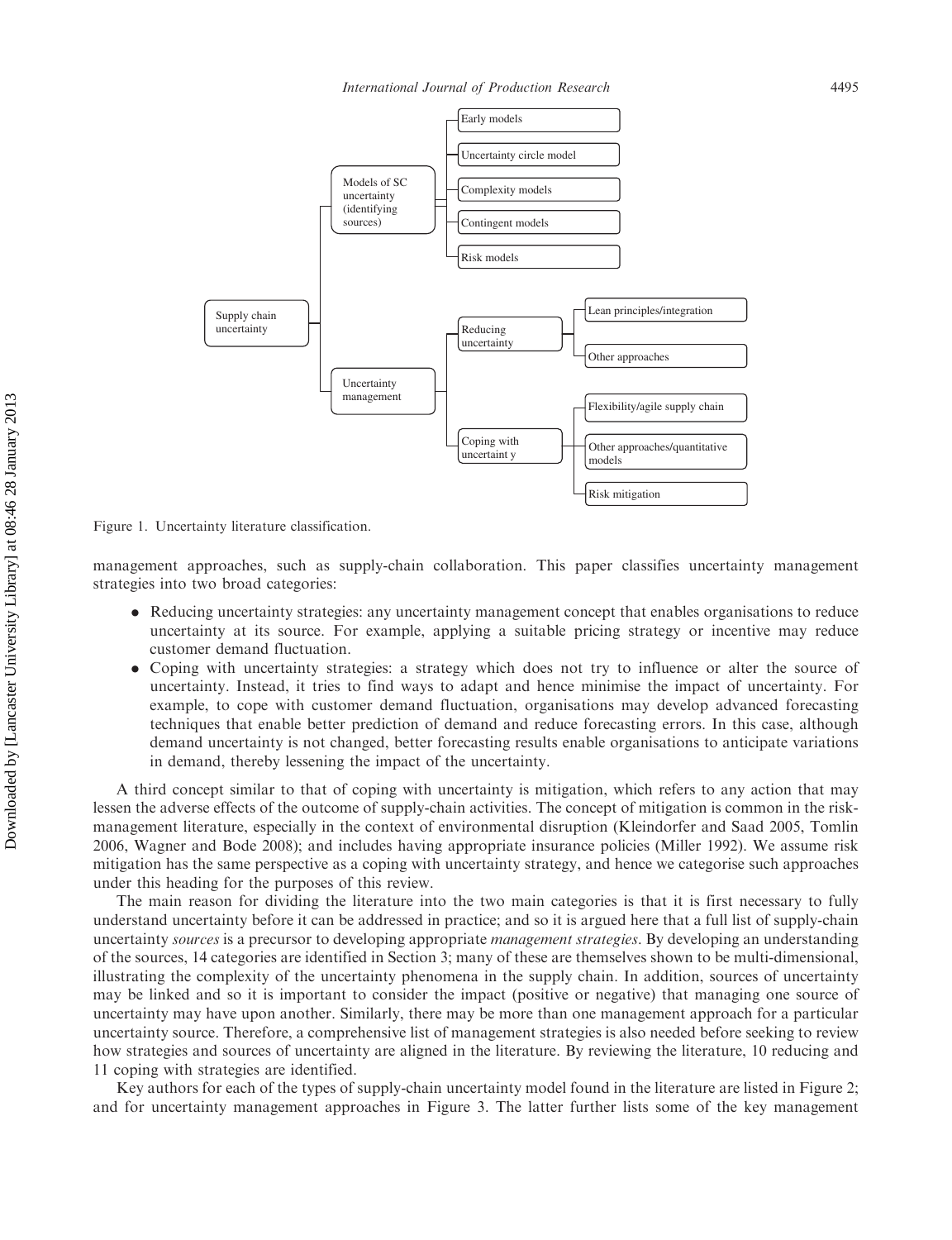Supply chain uncertainty

Models of SC uncertainty (identifying sources)

Early models

Uncertainty circle model

Complexity models

Contingent models

Risk models

Uncertainty management

Reducing uncertainty

Lean principles/integration

Other approaches

Coping with uncertaint y

Flexibility/agile supply chain

Other approaches/quantitative models

Risk mitigation

Figure 1. Uncertainty literature classification.

management approaches, such as supply-chain collaboration. This paper classifies uncertainty management strategies into two broad categories:

- Reducing uncertainty strategies: any uncertainty management concept that enables organisations to reduce uncertainty at its source. For example, applying a suitable pricing strategy or incentive may reduce customer demand fluctuation.
- Coping with uncertainty strategies: a strategy which does not try to influence or alter the source of uncertainty. Instead, it tries to find ways to adapt and hence minimise the impact of uncertainty. For example, to cope with customer demand fluctuation, organisations may develop advanced forecasting techniques that enable better prediction of demand and reduce forecasting errors. In this case, although demand uncertainty is not changed, better forecasting results enable organisations to anticipate variations in demand, thereby lessening the impact of the uncertainty.

A third concept similar to that of coping with uncertainty is mitigation, which refers to any action that may lessen the adverse effects of the outcome of supply-chain activities. The concept of mitigation is common in the risk-management literature, especially in the context of environmental disruption (Kleindorfer and Saad 2005, Tomlin 2006, Wagner and Bode 2008); and includes having appropriate insurance policies (Miller 1992). We assume risk mitigation has the same perspective as a coping with uncertainty strategy, and hence we categorise such approaches under this heading for the purposes of this review.

The main reason for dividing the literature into the two main categories is that it is first necessary to fully understand uncertainty before it can be addressed in practice; and so it is argued here that a full list of supply-chain uncertainty *sources* is a precursor to developing appropriate *management strategies*. By developing an understanding of the sources, 14 categories are identified in Section 3; many of these are themselves shown to be multi-dimensional, illustrating the complexity of the uncertainty phenomena in the supply chain. In addition, sources of uncertainty may be linked and so it is important to consider the impact (positive or negative) that managing one source of uncertainty may have upon another. Similarly, there may be more than one management approach for a particular uncertainty source. Therefore, a comprehensive list of management strategies is also needed before seeking to review how strategies and sources of uncertainty are aligned in the literature. By reviewing the literature, 10 reducing and 11 coping with strategies are identified.

Key authors for each of the types of supply-chain uncertainty model found in the literature are listed in Figure 2; and for uncertainty management approaches in Figure 3. The latter further lists some of the key management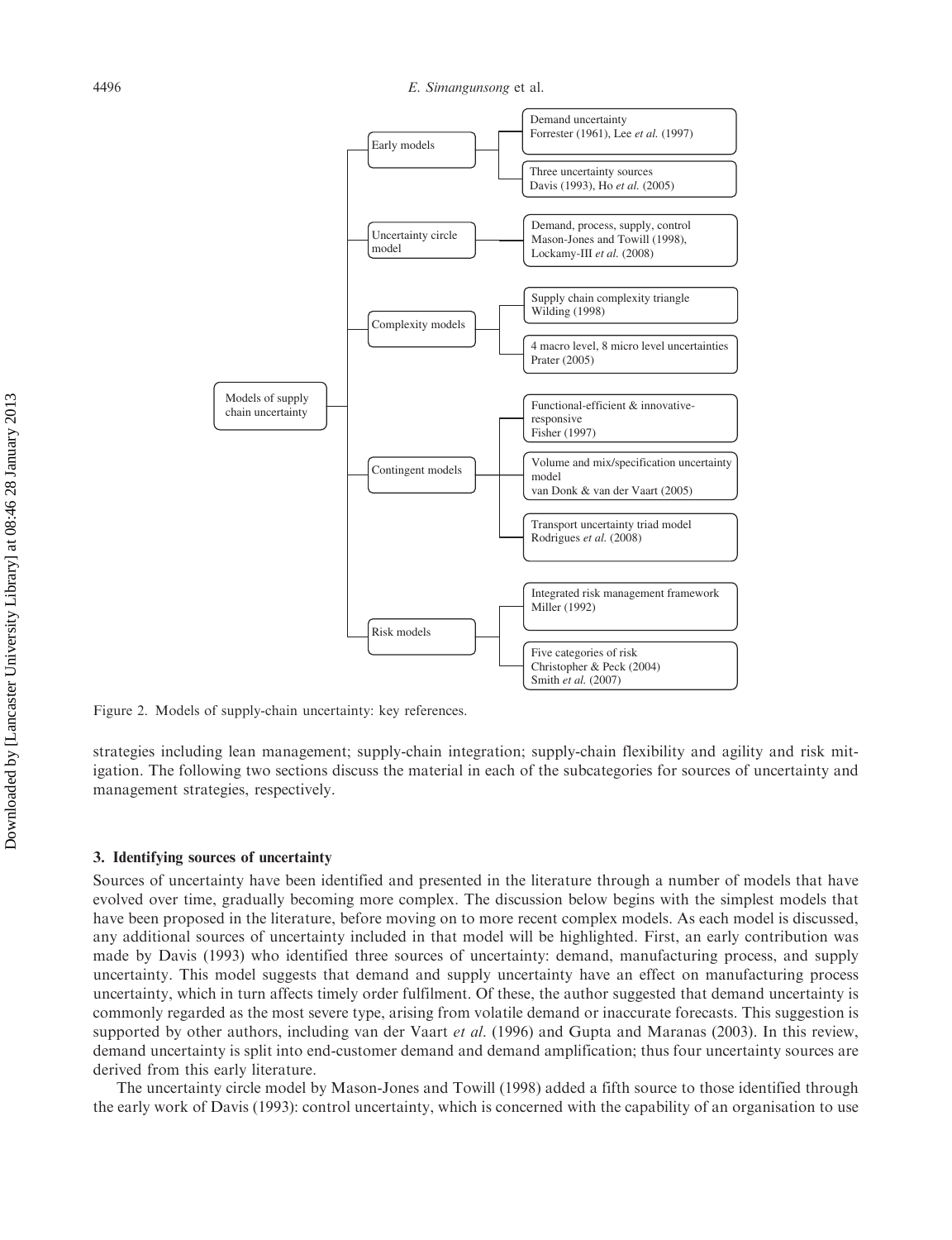- Models of supply chain uncertainty
  - Early models
    - Demand uncertainty
      Forrester (1961), Lee *et al.* (1997)
    - Three uncertainty sources
      Davis (1993), Ho *et al.* (2005)
  - Uncertainty circle model
    - Demand, process, supply, control
      Mason-Jones and Towill (1998), Lockamy-III *et al.* (2008)
  - Complexity models
    - Supply chain complexity triangle
      Wilding (1998)
    - 4 macro level, 8 micro level uncertainties
      Prater (2005)
  - Contingent models
    - Functional-efficient & innovative-responsive
      Fisher (1997)
    - Volume and mix/specification uncertainty model
      van Donk & van der Vaart (2005)
    - Transport uncertainty triad model
      Rodrigues *et al.* (2008)
  - Risk models
    - Integrated risk management framework
      Miller (1992)
    - Five categories of risk
      Christopher & Peck (2004)
      Smith *et al.* (2007)

Figure 2. Models of supply-chain uncertainty: key references.

strategies including lean management; supply-chain integration; supply-chain flexibility and agility and risk mitigation. The following two sections discuss the material in each of the subcategories for sources of uncertainty and management strategies, respectively.

## 3. Identifying sources of uncertainty

Sources of uncertainty have been identified and presented in the literature through a number of models that have evolved over time, gradually becoming more complex. The discussion below begins with the simplest models that have been proposed in the literature, before moving on to more recent complex models. As each model is discussed, any additional sources of uncertainty included in that model will be highlighted. First, an early contribution was made by Davis (1993) who identified three sources of uncertainty: demand, manufacturing process, and supply uncertainty. This model suggests that demand and supply uncertainty have an effect on manufacturing process uncertainty, which in turn affects timely order fulfilment. Of these, the author suggested that demand uncertainty is commonly regarded as the most severe type, arising from volatile demand or inaccurate forecasts. This suggestion is supported by other authors, including van der Vaart *et al*. (1996) and Gupta and Maranas (2003). In this review, demand uncertainty is split into end-customer demand and demand amplification; thus four uncertainty sources are derived from this early literature.

The uncertainty circle model by Mason-Jones and Towill (1998) added a fifth source to those identified through the early work of Davis (1993): control uncertainty, which is concerned with the capability of an organisation to use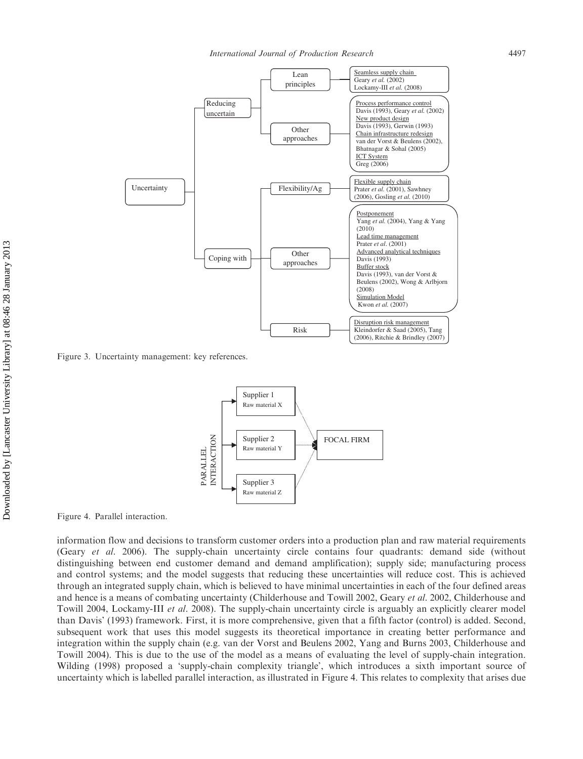Figure 3. Uncertainty management: key references.

Figure 4. Parallel interaction.

information flow and decisions to transform customer orders into a production plan and raw material requirements (Geary *et al.* 2006). The supply-chain uncertainty circle contains four quadrants: demand side (without distinguishing between end customer demand and demand amplification); supply side; manufacturing process and control systems; and the model suggests that reducing these uncertainties will reduce cost. This is achieved through an integrated supply chain, which is believed to have minimal uncertainties in each of the four defined areas and hence is a means of combating uncertainty (Childerhouse and Towill 2002, Geary *et al.* 2002, Childerhouse and Towill 2004, Lockamy-III *et al.* 2008). The supply-chain uncertainty circle is arguably an explicitly clearer model than Davis' (1993) framework. First, it is more comprehensive, given that a fifth factor (control) is added. Second, subsequent work that uses this model suggests its theoretical importance in creating better performance and integration within the supply chain (e.g. van der Vorst and Beulens 2002, Yang and Burns 2003, Childerhouse and Towill 2004). This is due to the use of the model as a means of evaluating the level of supply-chain integration. Wilding (1998) proposed a 'supply-chain complexity triangle', which introduces a sixth important source of uncertainty which is labelled parallel interaction, as illustrated in Figure 4. This relates to complexity that arises due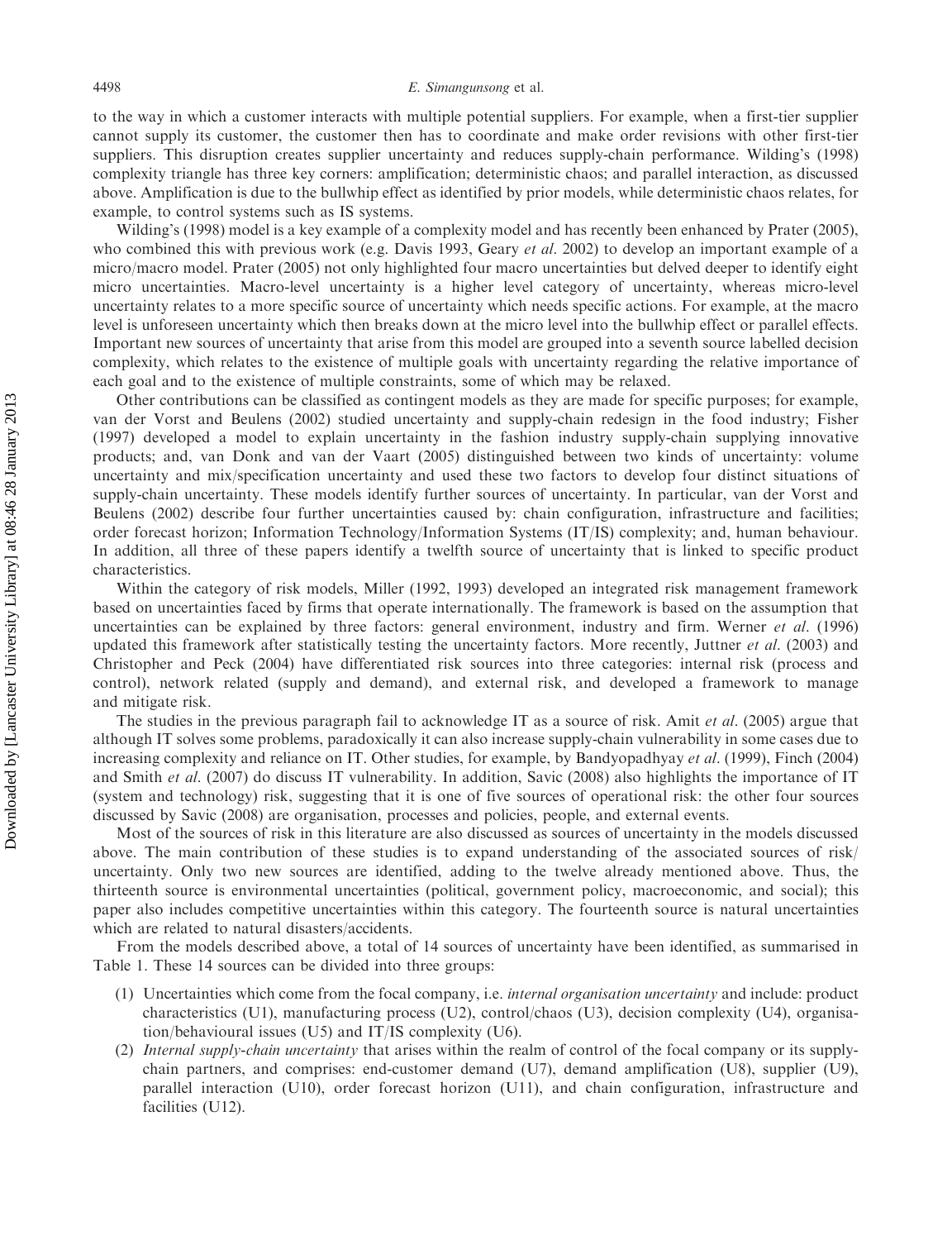to the way in which a customer interacts with multiple potential suppliers. For example, when a first-tier supplier cannot supply its customer, the customer then has to coordinate and make order revisions with other first-tier suppliers. This disruption creates supplier uncertainty and reduces supply-chain performance. Wilding's (1998) complexity triangle has three key corners: amplification; deterministic chaos; and parallel interaction, as discussed above. Amplification is due to the bullwhip effect as identified by prior models, while deterministic chaos relates, for example, to control systems such as IS systems.

Wilding's (1998) model is a key example of a complexity model and has recently been enhanced by Prater (2005), who combined this with previous work (e.g. Davis 1993, Geary *et al.* 2002) to develop an important example of a micro/macro model. Prater (2005) not only highlighted four macro uncertainties but delved deeper to identify eight micro uncertainties. Macro-level uncertainty is a higher level category of uncertainty, whereas micro-level uncertainty relates to a more specific source of uncertainty which needs specific actions. For example, at the macro level is unforeseen uncertainty which then breaks down at the micro level into the bullwhip effect or parallel effects. Important new sources of uncertainty that arise from this model are grouped into a seventh source labelled decision complexity, which relates to the existence of multiple goals with uncertainty regarding the relative importance of each goal and to the existence of multiple constraints, some of which may be relaxed.

Other contributions can be classified as contingent models as they are made for specific purposes; for example, van der Vorst and Beulens (2002) studied uncertainty and supply-chain redesign in the food industry; Fisher (1997) developed a model to explain uncertainty in the fashion industry supply-chain supplying innovative products; and, van Donk and van der Vaart (2005) distinguished between two kinds of uncertainty: volume uncertainty and mix/specification uncertainty and used these two factors to develop four distinct situations of supply-chain uncertainty. These models identify further sources of uncertainty. In particular, van der Vorst and Beulens (2002) describe four further uncertainties caused by: chain configuration, infrastructure and facilities; order forecast horizon; Information Technology/Information Systems (IT/IS) complexity; and, human behaviour. In addition, all three of these papers identify a twelfth source of uncertainty that is linked to specific product characteristics.

Within the category of risk models, Miller (1992, 1993) developed an integrated risk management framework based on uncertainties faced by firms that operate internationally. The framework is based on the assumption that uncertainties can be explained by three factors: general environment, industry and firm. Werner *et al.* (1996) updated this framework after statistically testing the uncertainty factors. More recently, Juttner *et al.* (2003) and Christopher and Peck (2004) have differentiated risk sources into three categories: internal risk (process and control), network related (supply and demand), and external risk, and developed a framework to manage and mitigate risk.

The studies in the previous paragraph fail to acknowledge IT as a source of risk. Amit *et al.* (2005) argue that although IT solves some problems, paradoxically it can also increase supply-chain vulnerability in some cases due to increasing complexity and reliance on IT. Other studies, for example, by Bandyopadhyay *et al.* (1999), Finch (2004) and Smith *et al.* (2007) do discuss IT vulnerability. In addition, Savic (2008) also highlights the importance of IT (system and technology) risk, suggesting that it is one of five sources of operational risk: the other four sources discussed by Savic (2008) are organisation, processes and policies, people, and external events.

Most of the sources of risk in this literature are also discussed as sources of uncertainty in the models discussed above. The main contribution of these studies is to expand understanding of the associated sources of risk/uncertainty. Only two new sources are identified, adding to the twelve already mentioned above. Thus, the thirteenth source is environmental uncertainties (political, government policy, macroeconomic, and social); this paper also includes competitive uncertainties within this category. The fourteenth source is natural uncertainties which are related to natural disasters/accidents.

From the models described above, a total of 14 sources of uncertainty have been identified, as summarised in Table 1. These 14 sources can be divided into three groups:

(1) Uncertainties which come from the focal company, i.e. *internal organisation uncertainty* and include: product characteristics (U1), manufacturing process (U2), control/chaos (U3), decision complexity (U4), organisation/behavioural issues (U5) and IT/IS complexity (U6).
(2) *Internal supply-chain uncertainty* that arises within the realm of control of the focal company or its supply-chain partners, and comprises: end-customer demand (U7), demand amplification (U8), supplier (U9), parallel interaction (U10), order forecast horizon (U11), and chain configuration, infrastructure and facilities (U12).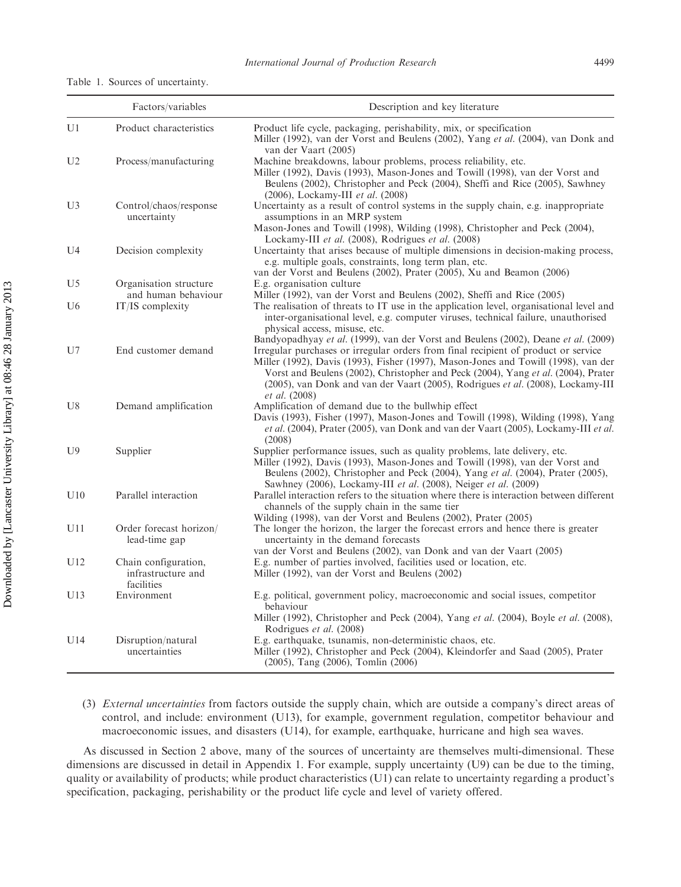Table 1. Sources of uncertainty.

| | Factors/variables | Description and key literature |
|---|---|---|
| U1 | Product characteristics | Product life cycle, packaging, perishability, mix, or specification<br>Miller (1992), van der Vorst and Beulens (2002), Yang *et al*. (2004), van Donk and van der Vaart (2005) |
| U2 | Process/manufacturing | Machine breakdowns, labour problems, process reliability, etc.<br>Miller (1992), Davis (1993), Mason-Jones and Towill (1998), van der Vorst and Beulens (2002), Christopher and Peck (2004), Sheffi and Rice (2005), Sawhney (2006), Lockamy-III *et al*. (2008) |
| U3 | Control/chaos/response uncertainty | Uncertainty as a result of control systems in the supply chain, e.g. inappropriate assumptions in an MRP system<br>Mason-Jones and Towill (1998), Wilding (1998), Christopher and Peck (2004), Lockamy-III *et al*. (2008), Rodrigues *et al*. (2008) |
| U4 | Decision complexity | Uncertainty that arises because of multiple dimensions in decision-making process, e.g. multiple goals, constraints, long term plan, etc.<br>van der Vorst and Beulens (2002), Prater (2005), Xu and Beamon (2006) |
| U5 | Organisation structure and human behaviour | E.g. organisation culture<br>Miller (1992), van der Vorst and Beulens (2002), Sheffi and Rice (2005) |
| U6 | IT/IS complexity | The realisation of threats to IT use in the application level, organisational level and inter-organisational level, e.g. computer viruses, technical failure, unauthorised physical access, misuse, etc.<br>Bandyopadhyay *et al*. (1999), van der Vorst and Beulens (2002), Deane *et al*. (2009) |
| U7 | End customer demand | Irregular purchases or irregular orders from final recipient of product or service<br>Miller (1992), Davis (1993), Fisher (1997), Mason-Jones and Towill (1998), van der Vorst and Beulens (2002), Christopher and Peck (2004), Yang *et al*. (2004), Prater (2005), van Donk and van der Vaart (2005), Rodrigues *et al*. (2008), Lockamy-III *et al*. (2008) |
| U8 | Demand amplification | Amplification of demand due to the bullwhip effect<br>Davis (1993), Fisher (1997), Mason-Jones and Towill (1998), Wilding (1998), Yang *et al*. (2004), Prater (2005), van Donk and van der Vaart (2005), Lockamy-III *et al*. (2008) |
| U9 | Supplier | Supplier performance issues, such as quality problems, late delivery, etc.<br>Miller (1992), Davis (1993), Mason-Jones and Towill (1998), van der Vorst and Beulens (2002), Christopher and Peck (2004), Yang *et al*. (2004), Prater (2005), Sawhney (2006), Lockamy-III *et al*. (2008), Neiger *et al*. (2009) |
| U10 | Parallel interaction | Parallel interaction refers to the situation where there is interaction between different channels of the supply chain in the same tier<br>Wilding (1998), van der Vorst and Beulens (2002), Prater (2005) |
| U11 | Order forecast horizon/lead-time gap | The longer the horizon, the larger the forecast errors and hence there is greater uncertainty in the demand forecasts<br>van der Vorst and Beulens (2002), van Donk and van der Vaart (2005) |
| U12 | Chain configuration, infrastructure and facilities | E.g. number of parties involved, facilities used or location, etc.<br>Miller (1992), van der Vorst and Beulens (2002) |
| U13 | Environment | E.g. political, government policy, macroeconomic and social issues, competitor behaviour<br>Miller (1992), Christopher and Peck (2004), Yang *et al*. (2004), Boyle *et al*. (2008), Rodrigues *et al*. (2008) |
| U14 | Disruption/natural uncertainties | E.g. earthquake, tsunamis, non-deterministic chaos, etc.<br>Miller (1992), Christopher and Peck (2004), Kleindorfer and Saad (2005), Prater (2005), Tang (2006), Tomlin (2006) |

(3) *External uncertainties* from factors outside the supply chain, which are outside a company's direct areas of control, and include: environment (U13), for example, government regulation, competitor behaviour and macroeconomic issues, and disasters (U14), for example, earthquake, hurricane and high sea waves.

As discussed in Section 2 above, many of the sources of uncertainty are themselves multi-dimensional. These dimensions are discussed in detail in Appendix 1. For example, supply uncertainty (U9) can be due to the timing, quality or availability of products; while product characteristics (U1) can relate to uncertainty regarding a product's specification, packaging, perishability or the product life cycle and level of variety offered.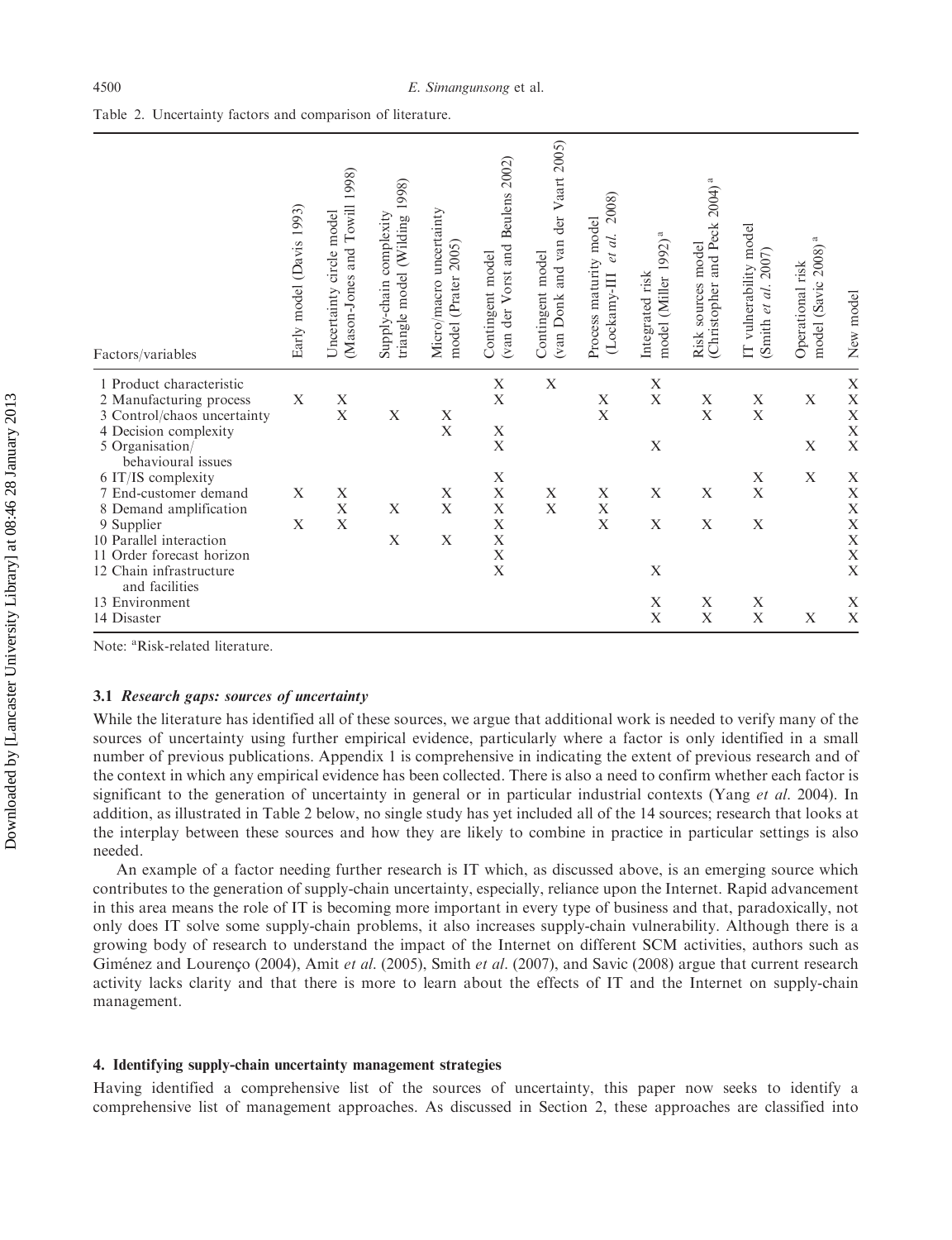Table 2. Uncertainty factors and comparison of literature.

| Factors/variables | Early model (Davis 1993) | Uncertainty circle model (Mason-Jones and Towill 1998) | Supply-chain complexity triangle model (Wilding 1998) | Micro/macro uncertainty model (Prater 2005) | Contingent model (van der Vorst and Beulens 2002) | Contingent model (van Donk and van der Vaart 2005) | Process maturity model (Lockamy-III *et al.* 2008) | Integrated risk model (Miller 1992)[a] | Risk sources model (Christopher and Peck 2004)[a] | IT vulnerability model (Smith *et al.* 2007) | Operational risk model (Savic 2008)[a] | New model |
|---|---|---|---|---|---|---|---|---|---|---|---|---|
| 1 Product characteristic | | | | | X | X | | X | | | | X |
| 2 Manufacturing process | X | X | | | X | | X | X | X | X | X | X |
| 3 Control/chaos uncertainty | | X | X | X | | | X | | X | X | | X |
| 4 Decision complexity | | | | X | X | | | | | | | X |
| 5 Organisation/ behavioural issues | | | | | X | | | X | | | X | X |
| 6 IT/IS complexity | | | | | X | | | | | X | X | X |
| 7 End-customer demand | X | X | | X | X | X | X | X | X | X | | X |
| 8 Demand amplification | | X | X | X | X | X | X | | | | | X |
| 9 Supplier | X | X | | | X | | X | X | X | X | | X |
| 10 Parallel interaction | | | X | X | X | | | | | | | X |
| 11 Order forecast horizon | | | | | X | | | | | | | X |
| 12 Chain infrastructure and facilities | | | | | X | | | X | | | | X |
| 13 Environment | | | | | | | | X | X | X | | X |
| 14 Disaster | | | | | | | | X | X | X | X | X |

Note: [a]Risk-related literature.

### 3.1 *Research gaps: sources of uncertainty*

While the literature has identified all of these sources, we argue that additional work is needed to verify many of the sources of uncertainty using further empirical evidence, particularly where a factor is only identified in a small number of previous publications. Appendix 1 is comprehensive in indicating the extent of previous research and of the context in which any empirical evidence has been collected. There is also a need to confirm whether each factor is significant to the generation of uncertainty in general or in particular industrial contexts (Yang *et al.* 2004). In addition, as illustrated in Table 2 below, no single study has yet included all of the 14 sources; research that looks at the interplay between these sources and how they are likely to combine in practice in particular settings is also needed.

An example of a factor needing further research is IT which, as discussed above, is an emerging source which contributes to the generation of supply-chain uncertainty, especially, reliance upon the Internet. Rapid advancement in this area means the role of IT is becoming more important in every type of business and that, paradoxically, not only does IT solve some supply-chain problems, it also increases supply-chain vulnerability. Although there is a growing body of research to understand the impact of the Internet on different SCM activities, authors such as Giménez and Lourenço (2004), Amit *et al.* (2005), Smith *et al.* (2007), and Savic (2008) argue that current research activity lacks clarity and that there is more to learn about the effects of IT and the Internet on supply-chain management.

## 4. Identifying supply-chain uncertainty management strategies

Having identified a comprehensive list of the sources of uncertainty, this paper now seeks to identify a comprehensive list of management approaches. As discussed in Section 2, these approaches are classified into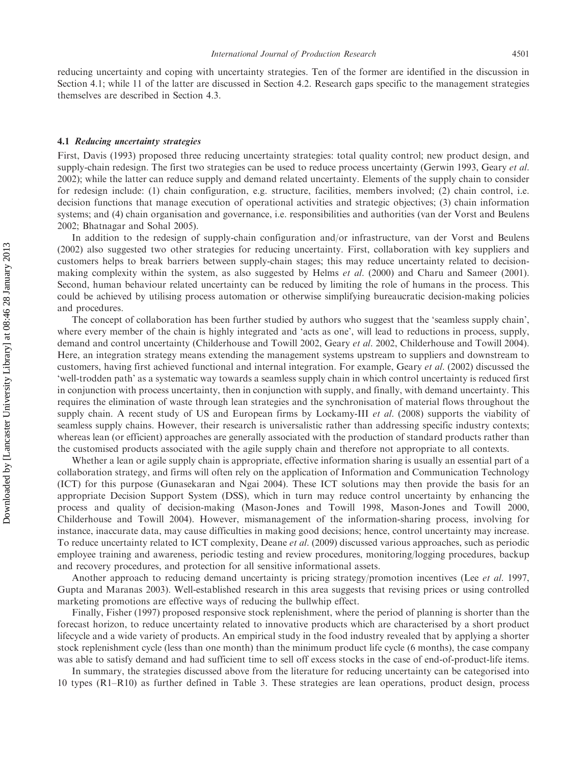reducing uncertainty and coping with uncertainty strategies. Ten of the former are identified in the discussion in Section 4.1; while 11 of the latter are discussed in Section 4.2. Research gaps specific to the management strategies themselves are described in Section 4.3.

### 4.1 *Reducing uncertainty strategies*

First, Davis (1993) proposed three reducing uncertainty strategies: total quality control; new product design, and supply-chain redesign. The first two strategies can be used to reduce process uncertainty (Gerwin 1993, Geary *et al.* 2002); while the latter can reduce supply and demand related uncertainty. Elements of the supply chain to consider for redesign include: (1) chain configuration, e.g. structure, facilities, members involved; (2) chain control, i.e. decision functions that manage execution of operational activities and strategic objectives; (3) chain information systems; and (4) chain organisation and governance, i.e. responsibilities and authorities (van der Vorst and Beulens 2002; Bhatnagar and Sohal 2005).

In addition to the redesign of supply-chain configuration and/or infrastructure, van der Vorst and Beulens (2002) also suggested two other strategies for reducing uncertainty. First, collaboration with key suppliers and customers helps to break barriers between supply-chain stages; this may reduce uncertainty related to decision-making complexity within the system, as also suggested by Helms *et al.* (2000) and Charu and Sameer (2001). Second, human behaviour related uncertainty can be reduced by limiting the role of humans in the process. This could be achieved by utilising process automation or otherwise simplifying bureaucratic decision-making policies and procedures.

The concept of collaboration has been further studied by authors who suggest that the 'seamless supply chain', where every member of the chain is highly integrated and 'acts as one', will lead to reductions in process, supply, demand and control uncertainty (Childerhouse and Towill 2002, Geary *et al.* 2002, Childerhouse and Towill 2004). Here, an integration strategy means extending the management systems upstream to suppliers and downstream to customers, having first achieved functional and internal integration. For example, Geary *et al.* (2002) discussed the 'well-trodden path' as a systematic way towards a seamless supply chain in which control uncertainty is reduced first in conjunction with process uncertainty, then in conjunction with supply, and finally, with demand uncertainty. This requires the elimination of waste through lean strategies and the synchronisation of material flows throughout the supply chain. A recent study of US and European firms by Lockamy-III *et al.* (2008) supports the viability of seamless supply chains. However, their research is universalistic rather than addressing specific industry contexts; whereas lean (or efficient) approaches are generally associated with the production of standard products rather than the customised products associated with the agile supply chain and therefore not appropriate to all contexts.

Whether a lean or agile supply chain is appropriate, effective information sharing is usually an essential part of a collaboration strategy, and firms will often rely on the application of Information and Communication Technology (ICT) for this purpose (Gunasekaran and Ngai 2004). These ICT solutions may then provide the basis for an appropriate Decision Support System (DSS), which in turn may reduce control uncertainty by enhancing the process and quality of decision-making (Mason-Jones and Towill 1998, Mason-Jones and Towill 2000, Childerhouse and Towill 2004). However, mismanagement of the information-sharing process, involving for instance, inaccurate data, may cause difficulties in making good decisions; hence, control uncertainty may increase. To reduce uncertainty related to ICT complexity, Deane *et al.* (2009) discussed various approaches, such as periodic employee training and awareness, periodic testing and review procedures, monitoring/logging procedures, backup and recovery procedures, and protection for all sensitive informational assets.

Another approach to reducing demand uncertainty is pricing strategy/promotion incentives (Lee *et al.* 1997, Gupta and Maranas 2003). Well-established research in this area suggests that revising prices or using controlled marketing promotions are effective ways of reducing the bullwhip effect.

Finally, Fisher (1997) proposed responsive stock replenishment, where the period of planning is shorter than the forecast horizon, to reduce uncertainty related to innovative products which are characterised by a short product lifecycle and a wide variety of products. An empirical study in the food industry revealed that by applying a shorter stock replenishment cycle (less than one month) than the minimum product life cycle (6 months), the case company was able to satisfy demand and had sufficient time to sell off excess stocks in the case of end-of-product-life items.

In summary, the strategies discussed above from the literature for reducing uncertainty can be categorised into 10 types (R1–R10) as further defined in Table 3. These strategies are lean operations, product design, process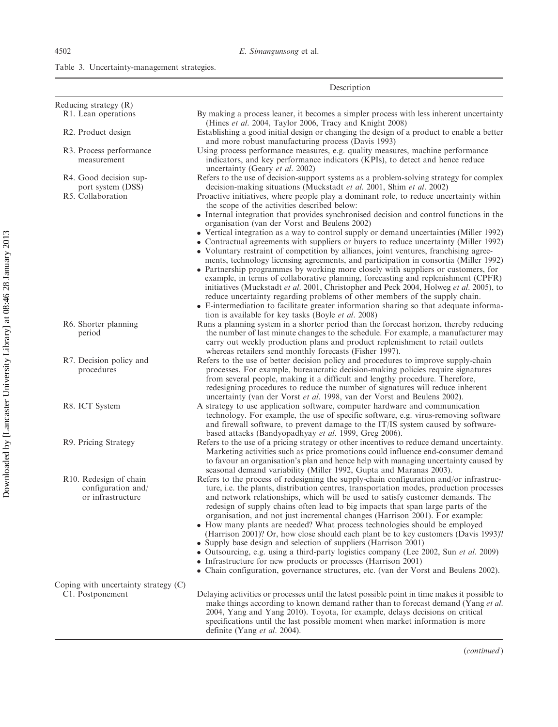Table 3. Uncertainty-management strategies.

| | Description |
|---|---|
| Reducing strategy (R) | |
| R1. Lean operations | By making a process leaner, it becomes a simpler process with less inherent uncertainty (Hines *et al.* 2004, Taylor 2006, Tracy and Knight 2008) |
| R2. Product design | Establishing a good initial design or changing the design of a product to enable a better and more robust manufacturing process (Davis 1993) |
| R3. Process performance measurement | Using process performance measures, e.g. quality measures, machine performance indicators, and key performance indicators (KPIs), to detect and hence reduce uncertainty (Geary *et al.* 2002) |
| R4. Good decision support system (DSS) | Refers to the use of decision-support systems as a problem-solving strategy for complex decision-making situations (Muckstadt *et al.* 2001, Shim *et al.* 2002) |
| R5. Collaboration | Proactive initiatives, where people play a dominant role, to reduce uncertainty within the scope of the activities described below: • Internal integration that provides synchronised decision and control functions in the organisation (van der Vorst and Beulens 2002) • Vertical integration as a way to control supply or demand uncertainties (Miller 1992) • Contractual agreements with suppliers or buyers to reduce uncertainty (Miller 1992) • Voluntary restraint of competition by alliances, joint ventures, franchising agreements, technology licensing agreements, and participation in consortia (Miller 1992) • Partnership programmes by working more closely with suppliers or customers, for example, in terms of collaborative planning, forecasting and replenishment (CPFR) initiatives (Muckstadt *et al.* 2001, Christopher and Peck 2004, Holweg *et al.* 2005), to reduce uncertainty regarding problems of other members of the supply chain. • E-intermediation to facilitate greater information sharing so that adequate information is available for key tasks (Boyle *et al.* 2008) |
| R6. Shorter planning period | Runs a planning system in a shorter period than the forecast horizon, thereby reducing the number of last minute changes to the schedule. For example, a manufacturer may carry out weekly production plans and product replenishment to retail outlets whereas retailers send monthly forecasts (Fisher 1997). |
| R7. Decision policy and procedures | Refers to the use of better decision policy and procedures to improve supply-chain processes. For example, bureaucratic decision-making policies require signatures from several people, making it a difficult and lengthy procedure. Therefore, redesigning procedures to reduce the number of signatures will reduce inherent uncertainty (van der Vorst *et al.* 1998, van der Vorst and Beulens 2002). |
| R8. ICT System | A strategy to use application software, computer hardware and communication technology. For example, the use of specific software, e.g. virus-removing software and firewall software, to prevent damage to the IT/IS system caused by software-based attacks (Bandyopadhyay *et al.* 1999, Greg 2006). |
| R9. Pricing Strategy | Refers to the use of a pricing strategy or other incentives to reduce demand uncertainty. Marketing activities such as price promotions could influence end-consumer demand to favour an organisation's plan and hence help with managing uncertainty caused by seasonal demand variability (Miller 1992, Gupta and Maranas 2003). |
| R10. Redesign of chain configuration and/or infrastructure | Refers to the process of redesigning the supply-chain configuration and/or infrastructure, i.e. the plants, distribution centres, transportation modes, production processes and network relationships, which will be used to satisfy customer demands. The redesign of supply chains often lead to big impacts that span large parts of the organisation, and not just incremental changes (Harrison 2001). For example: • How many plants are needed? What process technologies should be employed (Harrison 2001)? Or, how close should each plant be to key customers (Davis 1993)? • Supply base design and selection of suppliers (Harrison 2001) • Outsourcing, e.g. using a third-party logistics company (Lee 2002, Sun *et al.* 2009) • Infrastructure for new products or processes (Harrison 2001) • Chain configuration, governance structures, etc. (van der Vorst and Beulens 2002). |
| Coping with uncertainty strategy (C) | |
| C1. Postponement | Delaying activities or processes until the latest possible point in time makes it possible to make things according to known demand rather than to forecast demand (Yang *et al.* 2004, Yang and Yang 2010). Toyota, for example, delays decisions on critical specifications until the last possible moment when market information is more definite (Yang *et al.* 2004). |

(*continued*)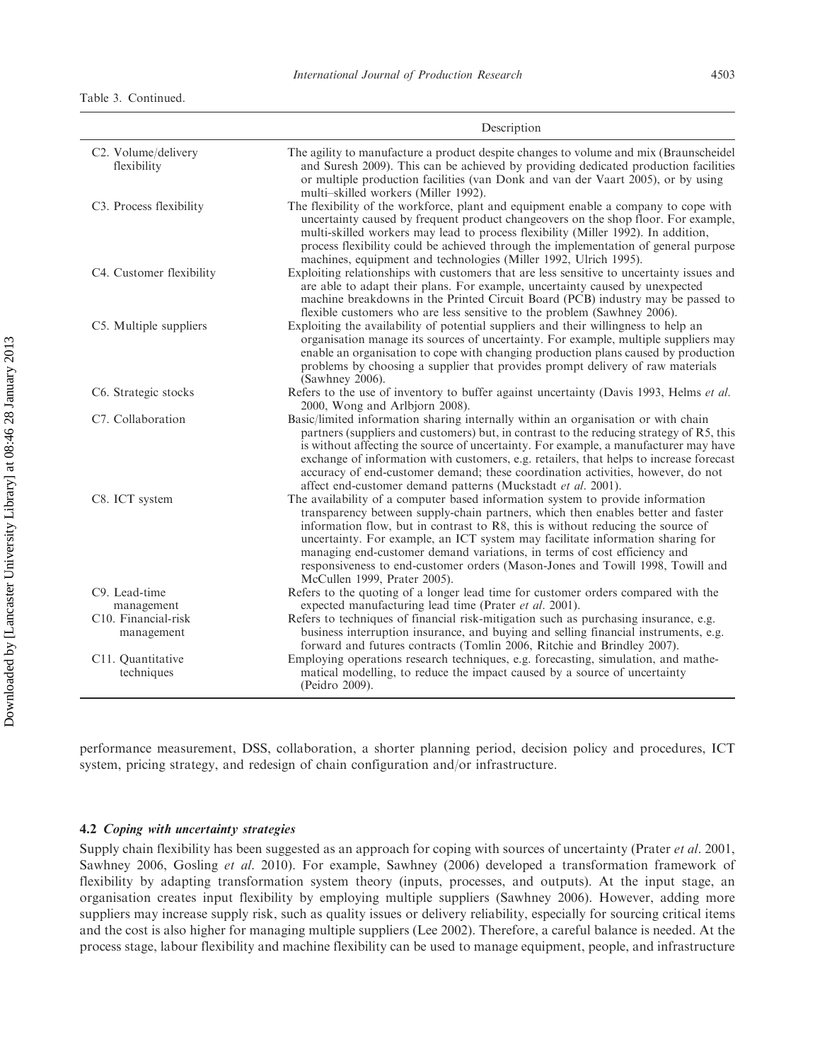Table 3. Continued.

| | Description |
|---|---|
| C2. Volume/delivery flexibility | The agility to manufacture a product despite changes to volume and mix (Braunscheidel and Suresh 2009). This can be achieved by providing dedicated production facilities or multiple production facilities (van Donk and van der Vaart 2005), or by using multi–skilled workers (Miller 1992). |
| C3. Process flexibility | The flexibility of the workforce, plant and equipment enable a company to cope with uncertainty caused by frequent product changeovers on the shop floor. For example, multi-skilled workers may lead to process flexibility (Miller 1992). In addition, process flexibility could be achieved through the implementation of general purpose machines, equipment and technologies (Miller 1992, Ulrich 1995). |
| C4. Customer flexibility | Exploiting relationships with customers that are less sensitive to uncertainty issues and are able to adapt their plans. For example, uncertainty caused by unexpected machine breakdowns in the Printed Circuit Board (PCB) industry may be passed to flexible customers who are less sensitive to the problem (Sawhney 2006). |
| C5. Multiple suppliers | Exploiting the availability of potential suppliers and their willingness to help an organisation manage its sources of uncertainty. For example, multiple suppliers may enable an organisation to cope with changing production plans caused by production problems by choosing a supplier that provides prompt delivery of raw materials (Sawhney 2006). |
| C6. Strategic stocks | Refers to the use of inventory to buffer against uncertainty (Davis 1993, Helms *et al.* 2000, Wong and Arlbjorn 2008). |
| C7. Collaboration | Basic/limited information sharing internally within an organisation or with chain partners (suppliers and customers) but, in contrast to the reducing strategy of R5, this is without affecting the source of uncertainty. For example, a manufacturer may have exchange of information with customers, e.g. retailers, that helps to increase forecast accuracy of end-customer demand; these coordination activities, however, do not affect end-customer demand patterns (Muckstadt *et al.* 2001). |
| C8. ICT system | The availability of a computer based information system to provide information transparency between supply-chain partners, which then enables better and faster information flow, but in contrast to R8, this is without reducing the source of uncertainty. For example, an ICT system may facilitate information sharing for managing end-customer demand variations, in terms of cost efficiency and responsiveness to end-customer orders (Mason-Jones and Towill 1998, Towill and McCullen 1999, Prater 2005). |
| C9. Lead-time management | Refers to the quoting of a longer lead time for customer orders compared with the expected manufacturing lead time (Prater *et al.* 2001). |
| C10. Financial-risk management | Refers to techniques of financial risk-mitigation such as purchasing insurance, e.g. business interruption insurance, and buying and selling financial instruments, e.g. forward and futures contracts (Tomlin 2006, Ritchie and Brindley 2007). |
| C11. Quantitative techniques | Employing operations research techniques, e.g. forecasting, simulation, and mathematical modelling, to reduce the impact caused by a source of uncertainty (Peidro 2009). |

performance measurement, DSS, collaboration, a shorter planning period, decision policy and procedures, ICT system, pricing strategy, and redesign of chain configuration and/or infrastructure.

### 4.2 *Coping with uncertainty strategies*

Supply chain flexibility has been suggested as an approach for coping with sources of uncertainty (Prater *et al*. 2001, Sawhney 2006, Gosling *et al*. 2010). For example, Sawhney (2006) developed a transformation framework of flexibility by adapting transformation system theory (inputs, processes, and outputs). At the input stage, an organisation creates input flexibility by employing multiple suppliers (Sawhney 2006). However, adding more suppliers may increase supply risk, such as quality issues or delivery reliability, especially for sourcing critical items and the cost is also higher for managing multiple suppliers (Lee 2002). Therefore, a careful balance is needed. At the process stage, labour flexibility and machine flexibility can be used to manage equipment, people, and infrastructure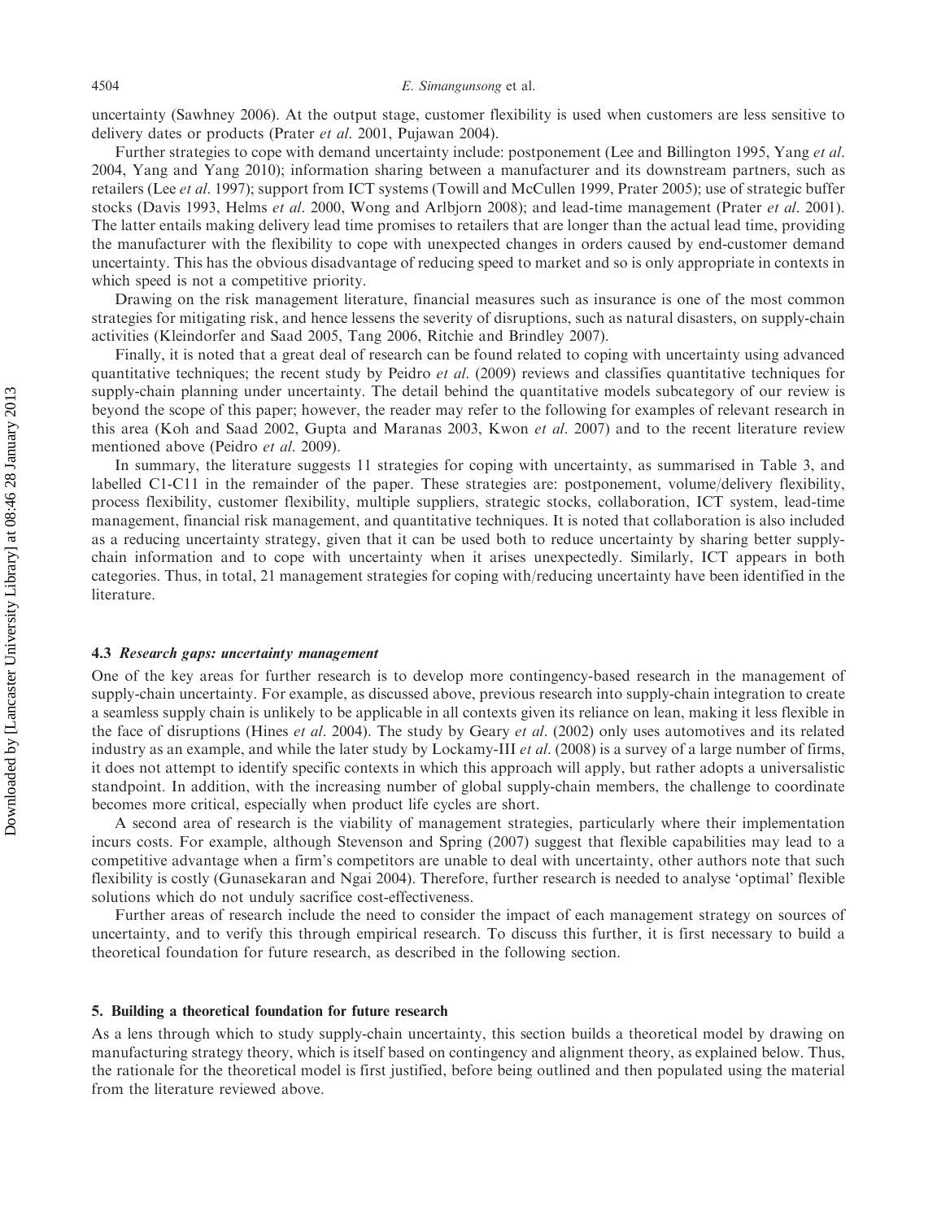uncertainty (Sawhney 2006). At the output stage, customer flexibility is used when customers are less sensitive to delivery dates or products (Prater *et al.* 2001, Pujawan 2004).

Further strategies to cope with demand uncertainty include: postponement (Lee and Billington 1995, Yang *et al.* 2004, Yang and Yang 2010); information sharing between a manufacturer and its downstream partners, such as retailers (Lee *et al.* 1997); support from ICT systems (Towill and McCullen 1999, Prater 2005); use of strategic buffer stocks (Davis 1993, Helms *et al.* 2000, Wong and Arlbjorn 2008); and lead-time management (Prater *et al.* 2001). The latter entails making delivery lead time promises to retailers that are longer than the actual lead time, providing the manufacturer with the flexibility to cope with unexpected changes in orders caused by end-customer demand uncertainty. This has the obvious disadvantage of reducing speed to market and so is only appropriate in contexts in which speed is not a competitive priority.

Drawing on the risk management literature, financial measures such as insurance is one of the most common strategies for mitigating risk, and hence lessens the severity of disruptions, such as natural disasters, on supply-chain activities (Kleindorfer and Saad 2005, Tang 2006, Ritchie and Brindley 2007).

Finally, it is noted that a great deal of research can be found related to coping with uncertainty using advanced quantitative techniques; the recent study by Peidro *et al.* (2009) reviews and classifies quantitative techniques for supply-chain planning under uncertainty. The detail behind the quantitative models subcategory of our review is beyond the scope of this paper; however, the reader may refer to the following for examples of relevant research in this area (Koh and Saad 2002, Gupta and Maranas 2003, Kwon *et al.* 2007) and to the recent literature review mentioned above (Peidro *et al.* 2009).

In summary, the literature suggests 11 strategies for coping with uncertainty, as summarised in Table 3, and labelled C1-C11 in the remainder of the paper. These strategies are: postponement, volume/delivery flexibility, process flexibility, customer flexibility, multiple suppliers, strategic stocks, collaboration, ICT system, lead-time management, financial risk management, and quantitative techniques. It is noted that collaboration is also included as a reducing uncertainty strategy, given that it can be used both to reduce uncertainty by sharing better supply-chain information and to cope with uncertainty when it arises unexpectedly. Similarly, ICT appears in both categories. Thus, in total, 21 management strategies for coping with/reducing uncertainty have been identified in the literature.

### 4.3 *Research gaps: uncertainty management*

One of the key areas for further research is to develop more contingency-based research in the management of supply-chain uncertainty. For example, as discussed above, previous research into supply-chain integration to create a seamless supply chain is unlikely to be applicable in all contexts given its reliance on lean, making it less flexible in the face of disruptions (Hines *et al.* 2004). The study by Geary *et al.* (2002) only uses automotives and its related industry as an example, and while the later study by Lockamy-III *et al.* (2008) is a survey of a large number of firms, it does not attempt to identify specific contexts in which this approach will apply, but rather adopts a universalistic standpoint. In addition, with the increasing number of global supply-chain members, the challenge to coordinate becomes more critical, especially when product life cycles are short.

A second area of research is the viability of management strategies, particularly where their implementation incurs costs. For example, although Stevenson and Spring (2007) suggest that flexible capabilities may lead to a competitive advantage when a firm's competitors are unable to deal with uncertainty, other authors note that such flexibility is costly (Gunasekaran and Ngai 2004). Therefore, further research is needed to analyse 'optimal' flexible solutions which do not unduly sacrifice cost-effectiveness.

Further areas of research include the need to consider the impact of each management strategy on sources of uncertainty, and to verify this through empirical research. To discuss this further, it is first necessary to build a theoretical foundation for future research, as described in the following section.

## 5. Building a theoretical foundation for future research

As a lens through which to study supply-chain uncertainty, this section builds a theoretical model by drawing on manufacturing strategy theory, which is itself based on contingency and alignment theory, as explained below. Thus, the rationale for the theoretical model is first justified, before being outlined and then populated using the material from the literature reviewed above.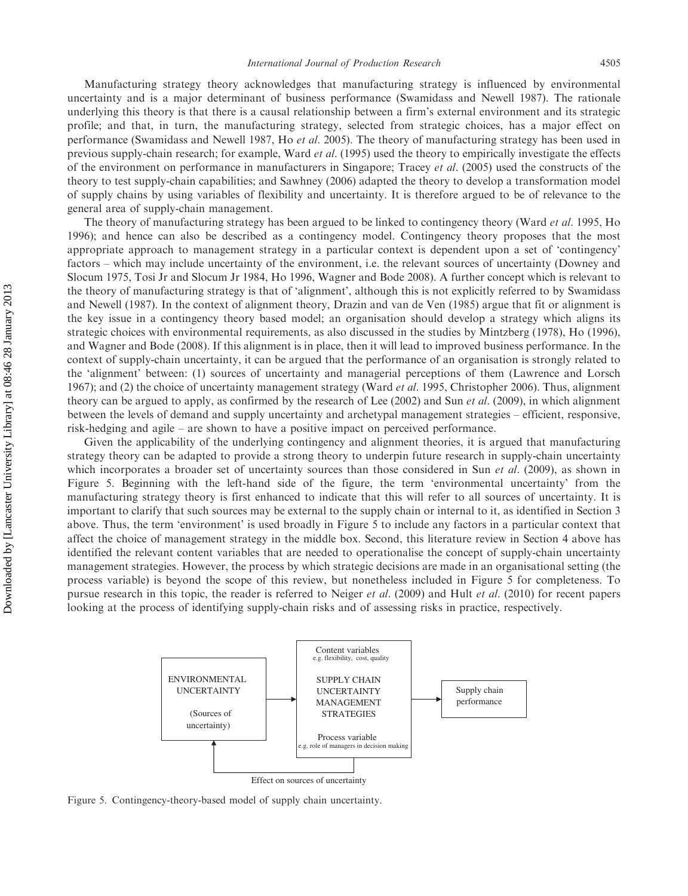Manufacturing strategy theory acknowledges that manufacturing strategy is influenced by environmental uncertainty and is a major determinant of business performance (Swamidass and Newell 1987). The rationale underlying this theory is that there is a causal relationship between a firm's external environment and its strategic profile; and that, in turn, the manufacturing strategy, selected from strategic choices, has a major effect on performance (Swamidass and Newell 1987, Ho *et al.* 2005). The theory of manufacturing strategy has been used in previous supply-chain research; for example, Ward *et al.* (1995) used the theory to empirically investigate the effects of the environment on performance in manufacturers in Singapore; Tracey *et al.* (2005) used the constructs of the theory to test supply-chain capabilities; and Sawhney (2006) adapted the theory to develop a transformation model of supply chains by using variables of flexibility and uncertainty. It is therefore argued to be of relevance to the general area of supply-chain management.

The theory of manufacturing strategy has been argued to be linked to contingency theory (Ward *et al.* 1995, Ho 1996); and hence can also be described as a contingency model. Contingency theory proposes that the most appropriate approach to management strategy in a particular context is dependent upon a set of 'contingency' factors – which may include uncertainty of the environment, i.e. the relevant sources of uncertainty (Downey and Slocum 1975, Tosi Jr and Slocum Jr 1984, Ho 1996, Wagner and Bode 2008). A further concept which is relevant to the theory of manufacturing strategy is that of 'alignment', although this is not explicitly referred to by Swamidass and Newell (1987). In the context of alignment theory, Drazin and van de Ven (1985) argue that fit or alignment is the key issue in a contingency theory based model; an organisation should develop a strategy which aligns its strategic choices with environmental requirements, as also discussed in the studies by Mintzberg (1978), Ho (1996), and Wagner and Bode (2008). If this alignment is in place, then it will lead to improved business performance. In the context of supply-chain uncertainty, it can be argued that the performance of an organisation is strongly related to the 'alignment' between: (1) sources of uncertainty and managerial perceptions of them (Lawrence and Lorsch 1967); and (2) the choice of uncertainty management strategy (Ward *et al.* 1995, Christopher 2006). Thus, alignment theory can be argued to apply, as confirmed by the research of Lee (2002) and Sun *et al.* (2009), in which alignment between the levels of demand and supply uncertainty and archetypal management strategies – efficient, responsive, risk-hedging and agile – are shown to have a positive impact on perceived performance.

Given the applicability of the underlying contingency and alignment theories, it is argued that manufacturing strategy theory can be adapted to provide a strong theory to underpin future research in supply-chain uncertainty which incorporates a broader set of uncertainty sources than those considered in Sun *et al.* (2009), as shown in Figure 5. Beginning with the left-hand side of the figure, the term 'environmental uncertainty' from the manufacturing strategy theory is first enhanced to indicate that this will refer to all sources of uncertainty. It is important to clarify that such sources may be external to the supply chain or internal to it, as identified in Section 3 above. Thus, the term 'environment' is used broadly in Figure 5 to include any factors in a particular context that affect the choice of management strategy in the middle box. Second, this literature review in Section 4 above has identified the relevant content variables that are needed to operationalise the concept of supply-chain uncertainty management strategies. However, the process by which strategic decisions are made in an organisational setting (the process variable) is beyond the scope of this review, but nonetheless included in Figure 5 for completeness. To pursue research in this topic, the reader is referred to Neiger *et al.* (2009) and Hult *et al.* (2010) for recent papers looking at the process of identifying supply-chain risks and of assessing risks in practice, respectively.

ENVIRONMENTAL UNCERTAINTY (Sources of uncertainty) → [Content variables e.g. flexibility, cost, quality; SUPPLY CHAIN UNCERTAINTY MANAGEMENT STRATEGIES; Process variable e.g. role of managers in decision making] → Supply chain performance

Effect on sources of uncertainty

Figure 5. Contingency-theory-based model of supply chain uncertainty.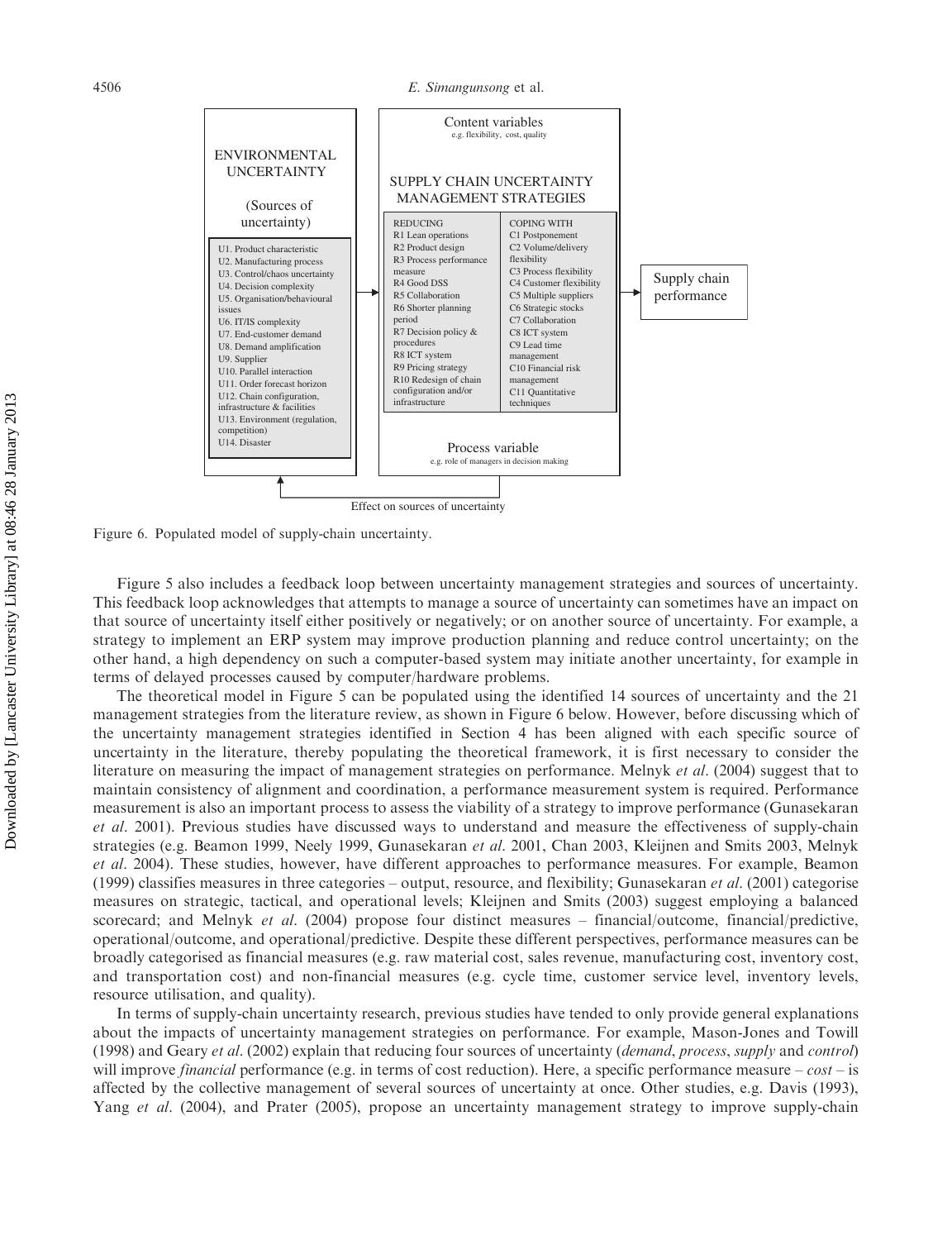ENVIRONMENTAL UNCERTAINTY

(Sources of uncertainty)

- U1. Product characteristic
- U2. Manufacturing process
- U3. Control/chaos uncertainty
- U4. Decision complexity
- U5. Organisation/behavioural issues
- U6. IT/IS complexity
- U7. End-customer demand
- U8. Demand amplification
- U9. Supplier
- U10. Parallel interaction
- U11. Order forecast horizon
- U12. Chain configuration, infrastructure & facilities
- U13. Environment (regulation, competition)
- U14. Disaster

Content variables
e.g. flexibility, cost, quality

SUPPLY CHAIN UNCERTAINTY MANAGEMENT STRATEGIES

| REDUCING | COPING WITH |
|---|---|
| R1 Lean operations | C1 Postponement |
| R2 Product design | C2 Volume/delivery flexibility |
| R3 Process performance measure | C3 Process flexibility |
| R4 Good DSS | C4 Customer flexibility |
| R5 Collaboration | C5 Multiple suppliers |
| R6 Shorter planning period | C6 Strategic stocks |
| R7 Decision policy & procedures | C7 Collaboration |
| R8 ICT system | C8 ICT system |
| R9 Pricing strategy | C9 Lead time management |
| R10 Redesign of chain configuration and/or infrastructure | C10 Financial risk management |
| | C11 Quantitative techniques |

Process variable
e.g. role of managers in decision making

Supply chain performance

Effect on sources of uncertainty

Figure 6. Populated model of supply-chain uncertainty.

Figure 5 also includes a feedback loop between uncertainty management strategies and sources of uncertainty. This feedback loop acknowledges that attempts to manage a source of uncertainty can sometimes have an impact on that source of uncertainty itself either positively or negatively; or on another source of uncertainty. For example, a strategy to implement an ERP system may improve production planning and reduce control uncertainty; on the other hand, a high dependency on such a computer-based system may initiate another uncertainty, for example in terms of delayed processes caused by computer/hardware problems.

The theoretical model in Figure 5 can be populated using the identified 14 sources of uncertainty and the 21 management strategies from the literature review, as shown in Figure 6 below. However, before discussing which of the uncertainty management strategies identified in Section 4 has been aligned with each specific source of uncertainty in the literature, thereby populating the theoretical framework, it is first necessary to consider the literature on measuring the impact of management strategies on performance. Melnyk *et al*. (2004) suggest that to maintain consistency of alignment and coordination, a performance measurement system is required. Performance measurement is also an important process to assess the viability of a strategy to improve performance (Gunasekaran *et al*. 2001). Previous studies have discussed ways to understand and measure the effectiveness of supply-chain strategies (e.g. Beamon 1999, Neely 1999, Gunasekaran *et al*. 2001, Chan 2003, Kleijnen and Smits 2003, Melnyk *et al*. 2004). These studies, however, have different approaches to performance measures. For example, Beamon (1999) classifies measures in three categories – output, resource, and flexibility; Gunasekaran *et al*. (2001) categorise measures on strategic, tactical, and operational levels; Kleijnen and Smits (2003) suggest employing a balanced scorecard; and Melnyk *et al*. (2004) propose four distinct measures – financial/outcome, financial/predictive, operational/outcome, and operational/predictive. Despite these different perspectives, performance measures can be broadly categorised as financial measures (e.g. raw material cost, sales revenue, manufacturing cost, inventory cost, and transportation cost) and non-financial measures (e.g. cycle time, customer service level, inventory levels, resource utilisation, and quality).

In terms of supply-chain uncertainty research, previous studies have tended to only provide general explanations about the impacts of uncertainty management strategies on performance. For example, Mason-Jones and Towill (1998) and Geary *et al*. (2002) explain that reducing four sources of uncertainty (*demand*, *process*, *supply* and *control*) will improve *financial* performance (e.g. in terms of cost reduction). Here, a specific performance measure – *cost* – is affected by the collective management of several sources of uncertainty at once. Other studies, e.g. Davis (1993), Yang *et al*. (2004), and Prater (2005), propose an uncertainty management strategy to improve supply-chain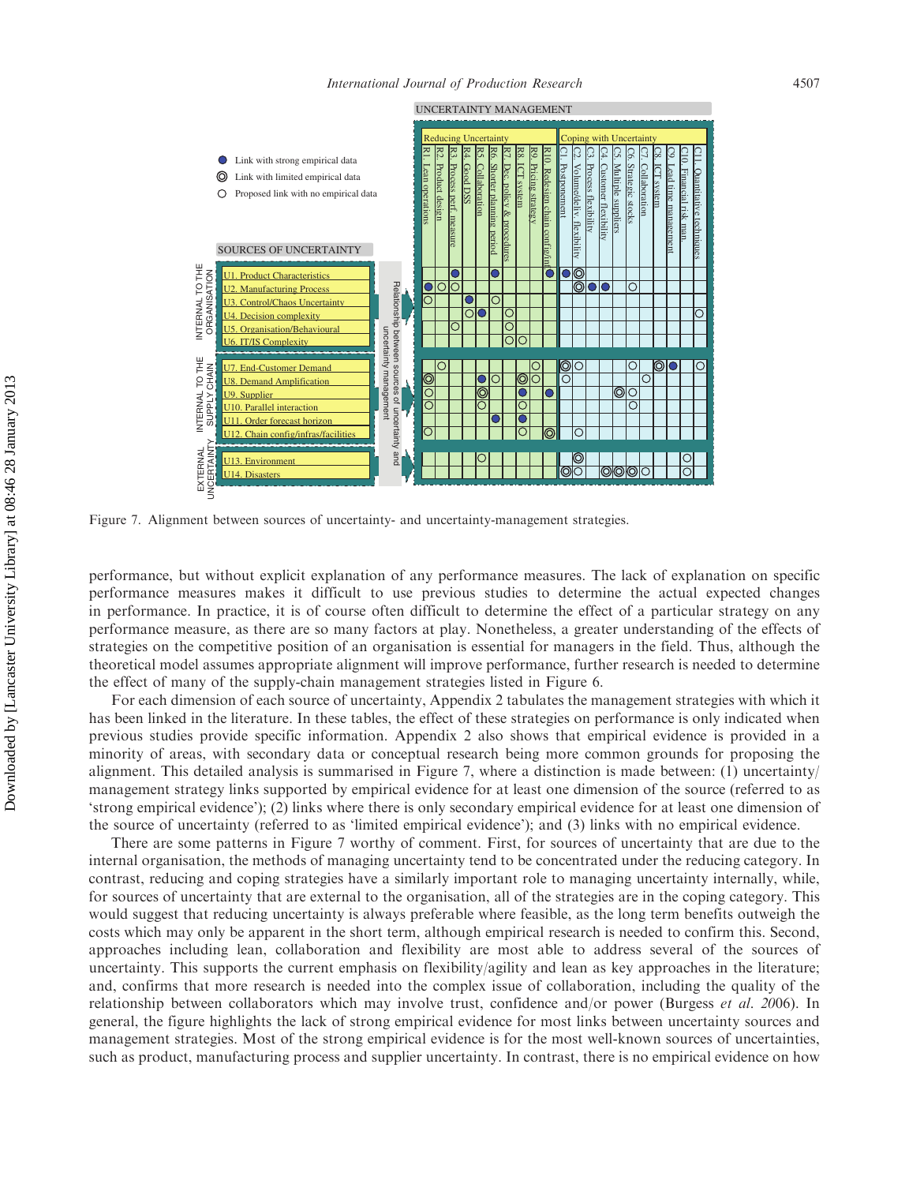UNCERTAINTY MANAGEMENT

- ● Link with strong empirical data
- ◎ Link with limited empirical data
- ○ Proposed link with no empirical data

| | SOURCES OF UNCERTAINTY | Reducing Uncertainty | | | | | | | | | | Coping with Uncertainty | | | | | | | | | | |
|---|---|---|---|---|---|---|---|---|---|---|---|---|---|---|---|---|---|---|---|---|---|---|
| | | R1. Lean operations | R2. Product design | R3. Process perf. measure | R4. Good DSS | R5. Collaboration | R6. Shorter planning period | R7. Dec. policy & procedures | R8. ICT system | R9. Pricing strategy | R10. Redesign chain config/inf | C1. Postponement | C2. Volume/deliv. flexibility | C3. Process flexibility | C4. Customer flexibility | C5. Multiple suppliers | C6. Strategic stocks | C7. Collaboration | C8. ICT system | C9. Lead time management | C10. Financial risk man. | C11. Quantitative techniques |
| INTERNAL TO THE ORGANISATION | U1. Product Characteristics | | | ● | | | ● | | | | ● | ● | ◎ | | | | | | | | | |
| | U2. Manufacturing Process | ● | ○ | ○ | | | | | | | | | ◎ | ● | ● | | ○ | | | | | |
| | U3. Control/Chaos Uncertainty | ○ | | | ● | | ○ | | | | | | | | | | | | | | | |
| | U4. Decision complexity | | | | ○ | ● | | ○ | | | | | | | | | | | | | | ○ |
| | U5. Organisation/Behavioural | | | ○ | | | | ○ | | | | | | | | | | | | | | |
| | U6. IT/IS Complexity | | | | | | | ○ | ○ | | | | | | | | | | | | | |
| INTERNAL TO THE SUPPLY CHAIN | U7. End-Customer Demand | | ○ | | | | | | | ○ | | ◎ | ○ | | | | ○ | | ◎ | ● | | ○ |
| | U8. Demand Amplification | ◎ | | | | ● | ○ | | ◎ | ○ | | ○ | | | | | | ○ | | | | |
| | U9. Supplier | ○ | | | | ◎ | | | ● | | ● | | | | | ◎ | ○ | | | | | |
| | U10. Parallel interaction | ○ | | | | ○ | | | ○ | | | | | | | | ○ | | | | | |
| | U11. Order forecast horizon | | | | | | ● | | ● | | | | | | | | | | | | | |
| | U12. Chain config/infras/facilities | ○ | | | | | | | ○ | | ◎ | | ○ | | | | | | | | | |
| EXTERNAL UNCERTAINTY | U13. Environment | | | | | ○ | | | | | | | ◎ | | | | | | | | ○ | |
| | U14. Disasters | | | | | | | | | | | ◎ | ○ | | ◎ | ◎ | ◎ | ○ | | | ○ | |

Figure 7. Alignment between sources of uncertainty- and uncertainty-management strategies.

performance, but without explicit explanation of any performance measures. The lack of explanation on specific performance measures makes it difficult to use previous studies to determine the actual expected changes in performance. In practice, it is of course often difficult to determine the effect of a particular strategy on any performance measure, as there are so many factors at play. Nonetheless, a greater understanding of the effects of strategies on the competitive position of an organisation is essential for managers in the field. Thus, although the theoretical model assumes appropriate alignment will improve performance, further research is needed to determine the effect of many of the supply-chain management strategies listed in Figure 6.

For each dimension of each source of uncertainty, Appendix 2 tabulates the management strategies with which it has been linked in the literature. In these tables, the effect of these strategies on performance is only indicated when previous studies provide specific information. Appendix 2 also shows that empirical evidence is provided in a minority of areas, with secondary data or conceptual research being more common grounds for proposing the alignment. This detailed analysis is summarised in Figure 7, where a distinction is made between: (1) uncertainty/management strategy links supported by empirical evidence for at least one dimension of the source (referred to as 'strong empirical evidence'); (2) links where there is only secondary empirical evidence for at least one dimension of the source of uncertainty (referred to as 'limited empirical evidence'); and (3) links with no empirical evidence.

There are some patterns in Figure 7 worthy of comment. First, for sources of uncertainty that are due to the internal organisation, the methods of managing uncertainty tend to be concentrated under the reducing category. In contrast, reducing and coping strategies have a similarly important role to managing uncertainty internally, while, for sources of uncertainty that are external to the organisation, all of the strategies are in the coping category. This would suggest that reducing uncertainty is always preferable where feasible, as the long term benefits outweigh the costs which may only be apparent in the short term, although empirical research is needed to confirm this. Second, approaches including lean, collaboration and flexibility are most able to address several of the sources of uncertainty. This supports the current emphasis on flexibility/agility and lean as key approaches in the literature; and, confirms that more research is needed into the complex issue of collaboration, including the quality of the relationship between collaborators which may involve trust, confidence and/or power (Burgess *et al.* 2006). In general, the figure highlights the lack of strong empirical evidence for most links between uncertainty sources and management strategies. Most of the strong empirical evidence is for the most well-known sources of uncertainties, such as product, manufacturing process and supplier uncertainty. In contrast, there is no empirical evidence on how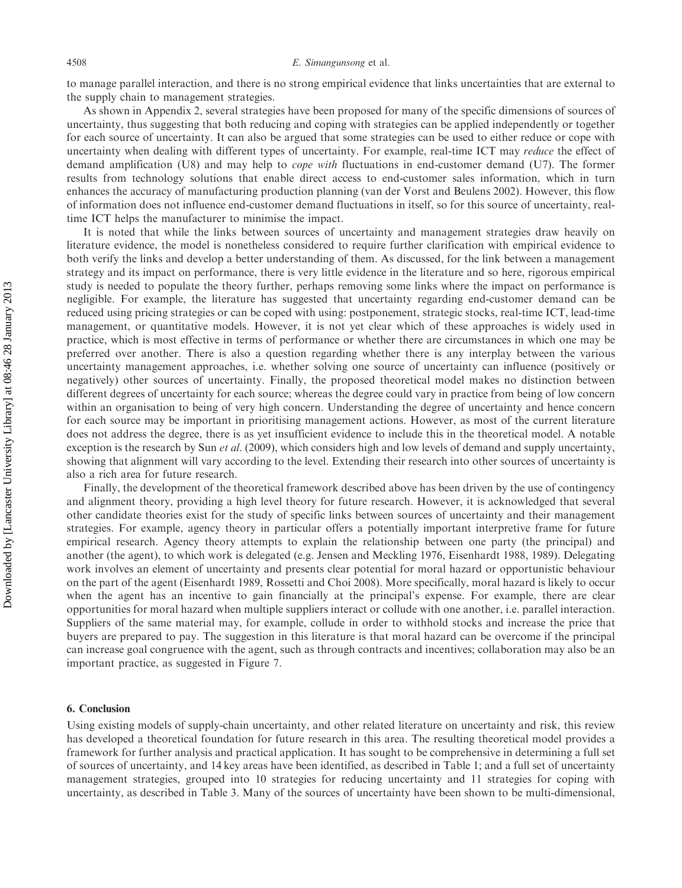to manage parallel interaction, and there is no strong empirical evidence that links uncertainties that are external to the supply chain to management strategies.

As shown in Appendix 2, several strategies have been proposed for many of the specific dimensions of sources of uncertainty, thus suggesting that both reducing and coping with strategies can be applied independently or together for each source of uncertainty. It can also be argued that some strategies can be used to either reduce or cope with uncertainty when dealing with different types of uncertainty. For example, real-time ICT may *reduce* the effect of demand amplification (U8) and may help to *cope with* fluctuations in end-customer demand (U7). The former results from technology solutions that enable direct access to end-customer sales information, which in turn enhances the accuracy of manufacturing production planning (van der Vorst and Beulens 2002). However, this flow of information does not influence end-customer demand fluctuations in itself, so for this source of uncertainty, real-time ICT helps the manufacturer to minimise the impact.

It is noted that while the links between sources of uncertainty and management strategies draw heavily on literature evidence, the model is nonetheless considered to require further clarification with empirical evidence to both verify the links and develop a better understanding of them. As discussed, for the link between a management strategy and its impact on performance, there is very little evidence in the literature and so here, rigorous empirical study is needed to populate the theory further, perhaps removing some links where the impact on performance is negligible. For example, the literature has suggested that uncertainty regarding end-customer demand can be reduced using pricing strategies or can be coped with using: postponement, strategic stocks, real-time ICT, lead-time management, or quantitative models. However, it is not yet clear which of these approaches is widely used in practice, which is most effective in terms of performance or whether there are circumstances in which one may be preferred over another. There is also a question regarding whether there is any interplay between the various uncertainty management approaches, i.e. whether solving one source of uncertainty can influence (positively or negatively) other sources of uncertainty. Finally, the proposed theoretical model makes no distinction between different degrees of uncertainty for each source; whereas the degree could vary in practice from being of low concern within an organisation to being of very high concern. Understanding the degree of uncertainty and hence concern for each source may be important in prioritising management actions. However, as most of the current literature does not address the degree, there is as yet insufficient evidence to include this in the theoretical model. A notable exception is the research by Sun *et al*. (2009), which considers high and low levels of demand and supply uncertainty, showing that alignment will vary according to the level. Extending their research into other sources of uncertainty is also a rich area for future research.

Finally, the development of the theoretical framework described above has been driven by the use of contingency and alignment theory, providing a high level theory for future research. However, it is acknowledged that several other candidate theories exist for the study of specific links between sources of uncertainty and their management strategies. For example, agency theory in particular offers a potentially important interpretive frame for future empirical research. Agency theory attempts to explain the relationship between one party (the principal) and another (the agent), to which work is delegated (e.g. Jensen and Meckling 1976, Eisenhardt 1988, 1989). Delegating work involves an element of uncertainty and presents clear potential for moral hazard or opportunistic behaviour on the part of the agent (Eisenhardt 1989, Rossetti and Choi 2008). More specifically, moral hazard is likely to occur when the agent has an incentive to gain financially at the principal's expense. For example, there are clear opportunities for moral hazard when multiple suppliers interact or collude with one another, i.e. parallel interaction. Suppliers of the same material may, for example, collude in order to withhold stocks and increase the price that buyers are prepared to pay. The suggestion in this literature is that moral hazard can be overcome if the principal can increase goal congruence with the agent, such as through contracts and incentives; collaboration may also be an important practice, as suggested in Figure 7.

## 6. Conclusion

Using existing models of supply-chain uncertainty, and other related literature on uncertainty and risk, this review has developed a theoretical foundation for future research in this area. The resulting theoretical model provides a framework for further analysis and practical application. It has sought to be comprehensive in determining a full set of sources of uncertainty, and 14 key areas have been identified, as described in Table 1; and a full set of uncertainty management strategies, grouped into 10 strategies for reducing uncertainty and 11 strategies for coping with uncertainty, as described in Table 3. Many of the sources of uncertainty have been shown to be multi-dimensional,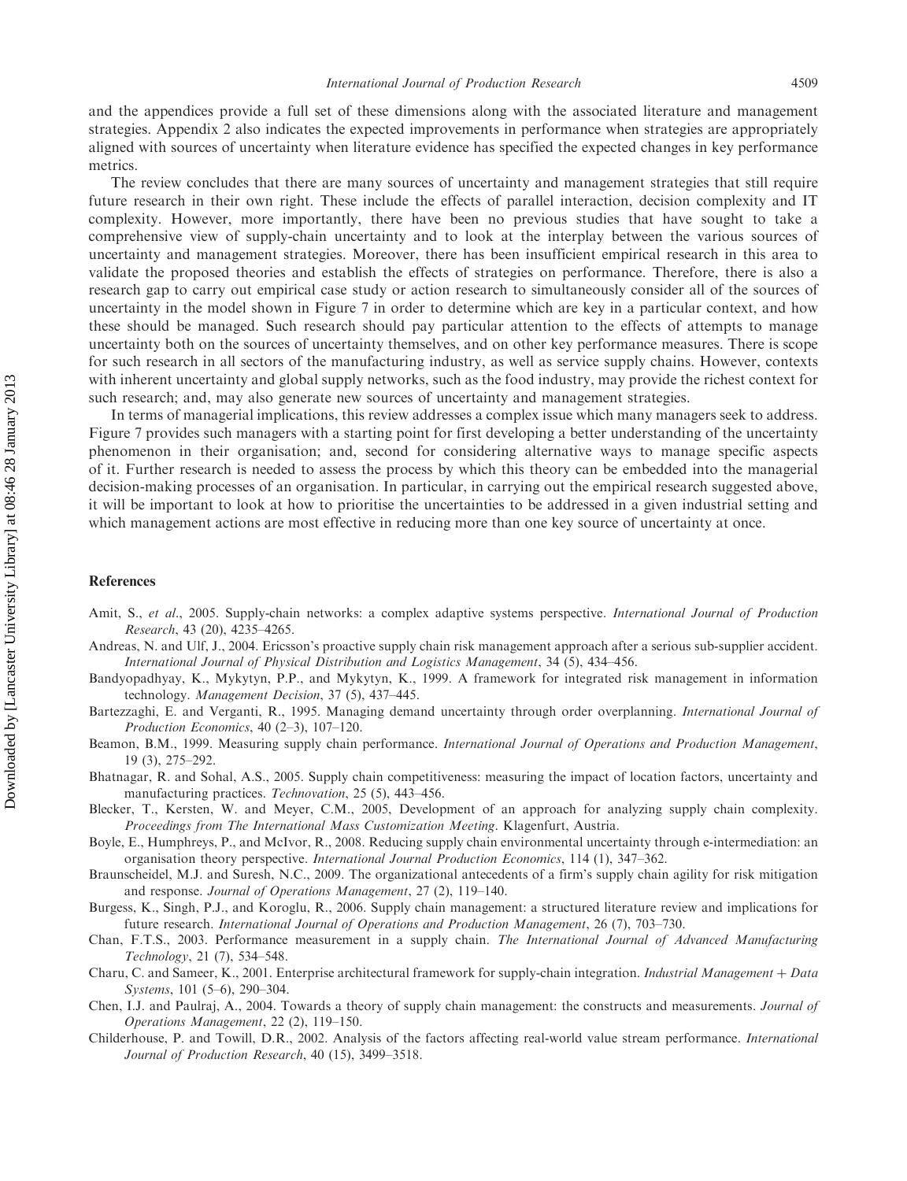and the appendices provide a full set of these dimensions along with the associated literature and management strategies. Appendix 2 also indicates the expected improvements in performance when strategies are appropriately aligned with sources of uncertainty when literature evidence has specified the expected changes in key performance metrics.

The review concludes that there are many sources of uncertainty and management strategies that still require future research in their own right. These include the effects of parallel interaction, decision complexity and IT complexity. However, more importantly, there have been no previous studies that have sought to take a comprehensive view of supply-chain uncertainty and to look at the interplay between the various sources of uncertainty and management strategies. Moreover, there has been insufficient empirical research in this area to validate the proposed theories and establish the effects of strategies on performance. Therefore, there is also a research gap to carry out empirical case study or action research to simultaneously consider all of the sources of uncertainty in the model shown in Figure 7 in order to determine which are key in a particular context, and how these should be managed. Such research should pay particular attention to the effects of attempts to manage uncertainty both on the sources of uncertainty themselves, and on other key performance measures. There is scope for such research in all sectors of the manufacturing industry, as well as service supply chains. However, contexts with inherent uncertainty and global supply networks, such as the food industry, may provide the richest context for such research; and, may also generate new sources of uncertainty and management strategies.

In terms of managerial implications, this review addresses a complex issue which many managers seek to address. Figure 7 provides such managers with a starting point for first developing a better understanding of the uncertainty phenomenon in their organisation; and, second for considering alternative ways to manage specific aspects of it. Further research is needed to assess the process by which this theory can be embedded into the managerial decision-making processes of an organisation. In particular, in carrying out the empirical research suggested above, it will be important to look at how to prioritise the uncertainties to be addressed in a given industrial setting and which management actions are most effective in reducing more than one key source of uncertainty at once.

## References

Amit, S., *et al*., 2005. Supply-chain networks: a complex adaptive systems perspective. *International Journal of Production Research*, 43 (20), 4235–4265.

Andreas, N. and Ulf, J., 2004. Ericsson's proactive supply chain risk management approach after a serious sub-supplier accident. *International Journal of Physical Distribution and Logistics Management*, 34 (5), 434–456.

Bandyopadhyay, K., Mykytyn, P.P., and Mykytyn, K., 1999. A framework for integrated risk management in information technology. *Management Decision*, 37 (5), 437–445.

Bartezzaghi, E. and Verganti, R., 1995. Managing demand uncertainty through order overplanning. *International Journal of Production Economics*, 40 (2–3), 107–120.

Beamon, B.M., 1999. Measuring supply chain performance. *International Journal of Operations and Production Management*, 19 (3), 275–292.

Bhatnagar, R. and Sohal, A.S., 2005. Supply chain competitiveness: measuring the impact of location factors, uncertainty and manufacturing practices. *Technovation*, 25 (5), 443–456.

Blecker, T., Kersten, W. and Meyer, C.M., 2005, Development of an approach for analyzing supply chain complexity. *Proceedings from The International Mass Customization Meeting*. Klagenfurt, Austria.

Boyle, E., Humphreys, P., and McIvor, R., 2008. Reducing supply chain environmental uncertainty through e-intermediation: an organisation theory perspective. *International Journal Production Economics*, 114 (1), 347–362.

Braunscheidel, M.J. and Suresh, N.C., 2009. The organizational antecedents of a firm's supply chain agility for risk mitigation and response. *Journal of Operations Management*, 27 (2), 119–140.

Burgess, K., Singh, P.J., and Koroglu, R., 2006. Supply chain management: a structured literature review and implications for future research. *International Journal of Operations and Production Management*, 26 (7), 703–730.

Chan, F.T.S., 2003. Performance measurement in a supply chain. *The International Journal of Advanced Manufacturing Technology*, 21 (7), 534–548.

Charu, C. and Sameer, K., 2001. Enterprise architectural framework for supply-chain integration. *Industrial Management + Data Systems*, 101 (5–6), 290–304.

Chen, I.J. and Paulraj, A., 2004. Towards a theory of supply chain management: the constructs and measurements. *Journal of Operations Management*, 22 (2), 119–150.

Childerhouse, P. and Towill, D.R., 2002. Analysis of the factors affecting real-world value stream performance. *International Journal of Production Research*, 40 (15), 3499–3518.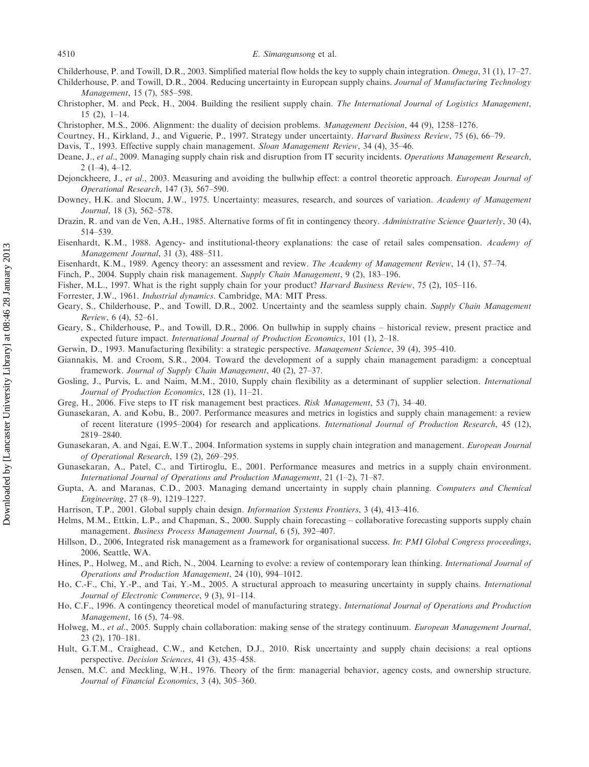Childerhouse, P. and Towill, D.R., 2003. Simplified material flow holds the key to supply chain integration. *Omega*, 31 (1), 17–27.

Childerhouse, P. and Towill, D.R., 2004. Reducing uncertainty in European supply chains. *Journal of Manufacturing Technology Management*, 15 (7), 585–598.

Christopher, M. and Peck, H., 2004. Building the resilient supply chain. *The International Journal of Logistics Management*, 15 (2), 1–14.

Christopher, M.S., 2006. Alignment: the duality of decision problems. *Management Decision*, 44 (9), 1258–1276.

Courtney, H., Kirkland, J., and Viguerie, P., 1997. Strategy under uncertainty. *Harvard Business Review*, 75 (6), 66–79.

Davis, T., 1993. Effective supply chain management. *Sloan Management Review*, 34 (4), 35–46.

Deane, J., *et al*., 2009. Managing supply chain risk and disruption from IT security incidents. *Operations Management Research*, 2 (1–4), 4–12.

Dejonckheere, J., *et al*., 2003. Measuring and avoiding the bullwhip effect: a control theoretic approach. *European Journal of Operational Research*, 147 (3), 567–590.

Downey, H.K. and Slocum, J.W., 1975. Uncertainty: measures, research, and sources of variation. *Academy of Management Journal*, 18 (3), 562–578.

Drazin, R. and van de Ven, A.H., 1985. Alternative forms of fit in contingency theory. *Administrative Science Quarterly*, 30 (4), 514–539.

Eisenhardt, K.M., 1988. Agency- and institutional-theory explanations: the case of retail sales compensation. *Academy of Management Journal*, 31 (3), 488–511.

Eisenhardt, K.M., 1989. Agency theory: an assessment and review. *The Academy of Management Review*, 14 (1), 57–74.

Finch, P., 2004. Supply chain risk management. *Supply Chain Management*, 9 (2), 183–196.

Fisher, M.L., 1997. What is the right supply chain for your product? *Harvard Business Review*, 75 (2), 105–116.

Forrester, J.W., 1961. *Industrial dynamics*. Cambridge, MA: MIT Press.

Geary, S., Childerhouse, P., and Towill, D.R., 2002. Uncertainty and the seamless supply chain. *Supply Chain Management Review*, 6 (4), 52–61.

Geary, S., Childerhouse, P., and Towill, D.R., 2006. On bullwhip in supply chains – historical review, present practice and expected future impact. *International Journal of Production Economics*, 101 (1), 2–18.

Gerwin, D., 1993. Manufacturing flexibility: a strategic perspective. *Management Science*, 39 (4), 395–410.

Giannakis, M. and Croom, S.R., 2004. Toward the development of a supply chain management paradigm: a conceptual framework. *Journal of Supply Chain Management*, 40 (2), 27–37.

Gosling, J., Purvis, L. and Naim, M.M., 2010, Supply chain flexibility as a determinant of supplier selection. *International Journal of Production Economics*, 128 (1), 11–21.

Greg, H., 2006. Five steps to IT risk management best practices. *Risk Management*, 53 (7), 34–40.

Gunasekaran, A. and Kobu, B., 2007. Performance measures and metrics in logistics and supply chain management: a review of recent literature (1995–2004) for research and applications. *International Journal of Production Research*, 45 (12), 2819–2840.

Gunasekaran, A. and Ngai, E.W.T., 2004. Information systems in supply chain integration and management. *European Journal of Operational Research*, 159 (2), 269–295.

Gunasekaran, A., Patel, C., and Tirtiroglu, E., 2001. Performance measures and metrics in a supply chain environment. *International Journal of Operations and Production Management*, 21 (1–2), 71–87.

Gupta, A. and Maranas, C.D., 2003. Managing demand uncertainty in supply chain planning. *Computers and Chemical Engineering*, 27 (8–9), 1219–1227.

Harrison, T.P., 2001. Global supply chain design. *Information Systems Frontiers*, 3 (4), 413–416.

Helms, M.M., Ettkin, L.P., and Chapman, S., 2000. Supply chain forecasting – collaborative forecasting supports supply chain management. *Business Process Management Journal*, 6 (5), 392–407.

Hillson, D., 2006, Integrated risk management as a framework for organisational success. *In*: *PMI Global Congress proceedings*, 2006, Seattle, WA.

Hines, P., Holweg, M., and Rich, N., 2004. Learning to evolve: a review of contemporary lean thinking. *International Journal of Operations and Production Management*, 24 (10), 994–1012.

Ho, C.-F., Chi, Y.-P., and Tai, Y.-M., 2005. A structural approach to measuring uncertainty in supply chains. *International Journal of Electronic Commerce*, 9 (3), 91–114.

Ho, C.F., 1996. A contingency theoretical model of manufacturing strategy. *International Journal of Operations and Production Management*, 16 (5), 74–98.

Holweg, M., *et al*., 2005. Supply chain collaboration: making sense of the strategy continuum. *European Management Journal*, 23 (2), 170–181.

Hult, G.T.M., Craighead, C.W., and Ketchen, D.J., 2010. Risk uncertainty and supply chain decisions: a real options perspective. *Decision Sciences*, 41 (3), 435–458.

Jensen, M.C. and Meckling, W.H., 1976. Theory of the firm: managerial behavior, agency costs, and ownership structure. *Journal of Financial Economics*, 3 (4), 305–360.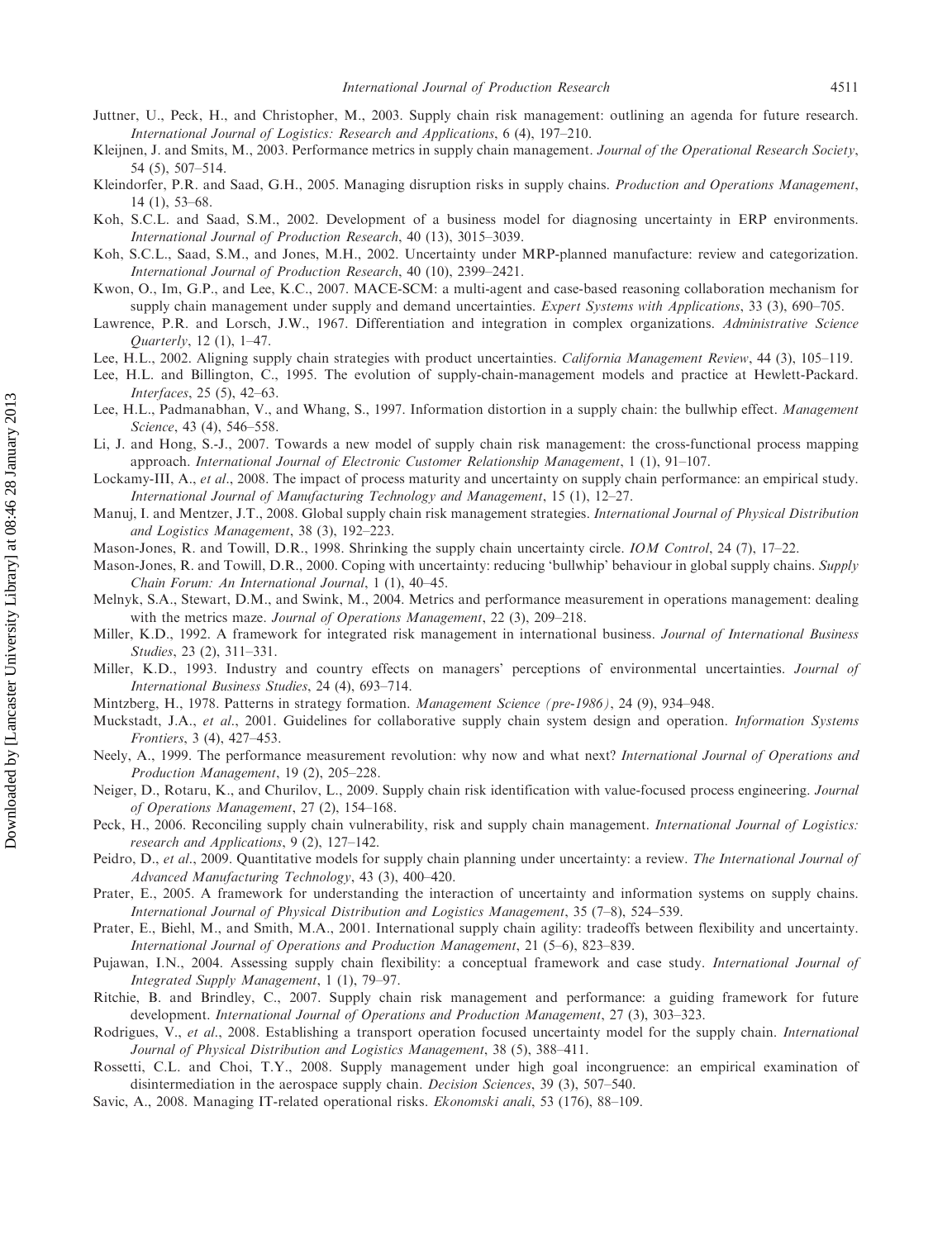Juttner, U., Peck, H., and Christopher, M., 2003. Supply chain risk management: outlining an agenda for future research. *International Journal of Logistics: Research and Applications*, 6 (4), 197–210.

Kleijnen, J. and Smits, M., 2003. Performance metrics in supply chain management. *Journal of the Operational Research Society*, 54 (5), 507–514.

Kleindorfer, P.R. and Saad, G.H., 2005. Managing disruption risks in supply chains. *Production and Operations Management*, 14 (1), 53–68.

Koh, S.C.L. and Saad, S.M., 2002. Development of a business model for diagnosing uncertainty in ERP environments. *International Journal of Production Research*, 40 (13), 3015–3039.

Koh, S.C.L., Saad, S.M., and Jones, M.H., 2002. Uncertainty under MRP-planned manufacture: review and categorization. *International Journal of Production Research*, 40 (10), 2399–2421.

Kwon, O., Im, G.P., and Lee, K.C., 2007. MACE-SCM: a multi-agent and case-based reasoning collaboration mechanism for supply chain management under supply and demand uncertainties. *Expert Systems with Applications*, 33 (3), 690–705.

Lawrence, P.R. and Lorsch, J.W., 1967. Differentiation and integration in complex organizations. *Administrative Science Quarterly*, 12 (1), 1–47.

Lee, H.L., 2002. Aligning supply chain strategies with product uncertainties. *California Management Review*, 44 (3), 105–119.

Lee, H.L. and Billington, C., 1995. The evolution of supply-chain-management models and practice at Hewlett-Packard. *Interfaces*, 25 (5), 42–63.

Lee, H.L., Padmanabhan, V., and Whang, S., 1997. Information distortion in a supply chain: the bullwhip effect. *Management Science*, 43 (4), 546–558.

Li, J. and Hong, S.-J., 2007. Towards a new model of supply chain risk management: the cross-functional process mapping approach. *International Journal of Electronic Customer Relationship Management*, 1 (1), 91–107.

Lockamy-III, A., *et al.*, 2008. The impact of process maturity and uncertainty on supply chain performance: an empirical study. *International Journal of Manufacturing Technology and Management*, 15 (1), 12–27.

Manuj, I. and Mentzer, J.T., 2008. Global supply chain risk management strategies. *International Journal of Physical Distribution and Logistics Management*, 38 (3), 192–223.

Mason-Jones, R. and Towill, D.R., 1998. Shrinking the supply chain uncertainty circle. *IOM Control*, 24 (7), 17–22.

Mason-Jones, R. and Towill, D.R., 2000. Coping with uncertainty: reducing 'bullwhip' behaviour in global supply chains. *Supply Chain Forum: An International Journal*, 1 (1), 40–45.

Melnyk, S.A., Stewart, D.M., and Swink, M., 2004. Metrics and performance measurement in operations management: dealing with the metrics maze. *Journal of Operations Management*, 22 (3), 209–218.

Miller, K.D., 1992. A framework for integrated risk management in international business. *Journal of International Business Studies*, 23 (2), 311–331.

Miller, K.D., 1993. Industry and country effects on managers' perceptions of environmental uncertainties. *Journal of International Business Studies*, 24 (4), 693–714.

Mintzberg, H., 1978. Patterns in strategy formation. *Management Science (pre-1986)*, 24 (9), 934–948.

Muckstadt, J.A., *et al.*, 2001. Guidelines for collaborative supply chain system design and operation. *Information Systems Frontiers*, 3 (4), 427–453.

Neely, A., 1999. The performance measurement revolution: why now and what next? *International Journal of Operations and Production Management*, 19 (2), 205–228.

Neiger, D., Rotaru, K., and Churilov, L., 2009. Supply chain risk identification with value-focused process engineering. *Journal of Operations Management*, 27 (2), 154–168.

Peck, H., 2006. Reconciling supply chain vulnerability, risk and supply chain management. *International Journal of Logistics: research and Applications*, 9 (2), 127–142.

Peidro, D., *et al.*, 2009. Quantitative models for supply chain planning under uncertainty: a review. *The International Journal of Advanced Manufacturing Technology*, 43 (3), 400–420.

Prater, E., 2005. A framework for understanding the interaction of uncertainty and information systems on supply chains. *International Journal of Physical Distribution and Logistics Management*, 35 (7–8), 524–539.

Prater, E., Biehl, M., and Smith, M.A., 2001. International supply chain agility: tradeoffs between flexibility and uncertainty. *International Journal of Operations and Production Management*, 21 (5–6), 823–839.

Pujawan, I.N., 2004. Assessing supply chain flexibility: a conceptual framework and case study. *International Journal of Integrated Supply Management*, 1 (1), 79–97.

Ritchie, B. and Brindley, C., 2007. Supply chain risk management and performance: a guiding framework for future development. *International Journal of Operations and Production Management*, 27 (3), 303–323.

Rodrigues, V., *et al.*, 2008. Establishing a transport operation focused uncertainty model for the supply chain. *International Journal of Physical Distribution and Logistics Management*, 38 (5), 388–411.

Rossetti, C.L. and Choi, T.Y., 2008. Supply management under high goal incongruence: an empirical examination of disintermediation in the aerospace supply chain. *Decision Sciences*, 39 (3), 507–540.

Savic, A., 2008. Managing IT-related operational risks. *Ekonomski anali*, 53 (176), 88–109.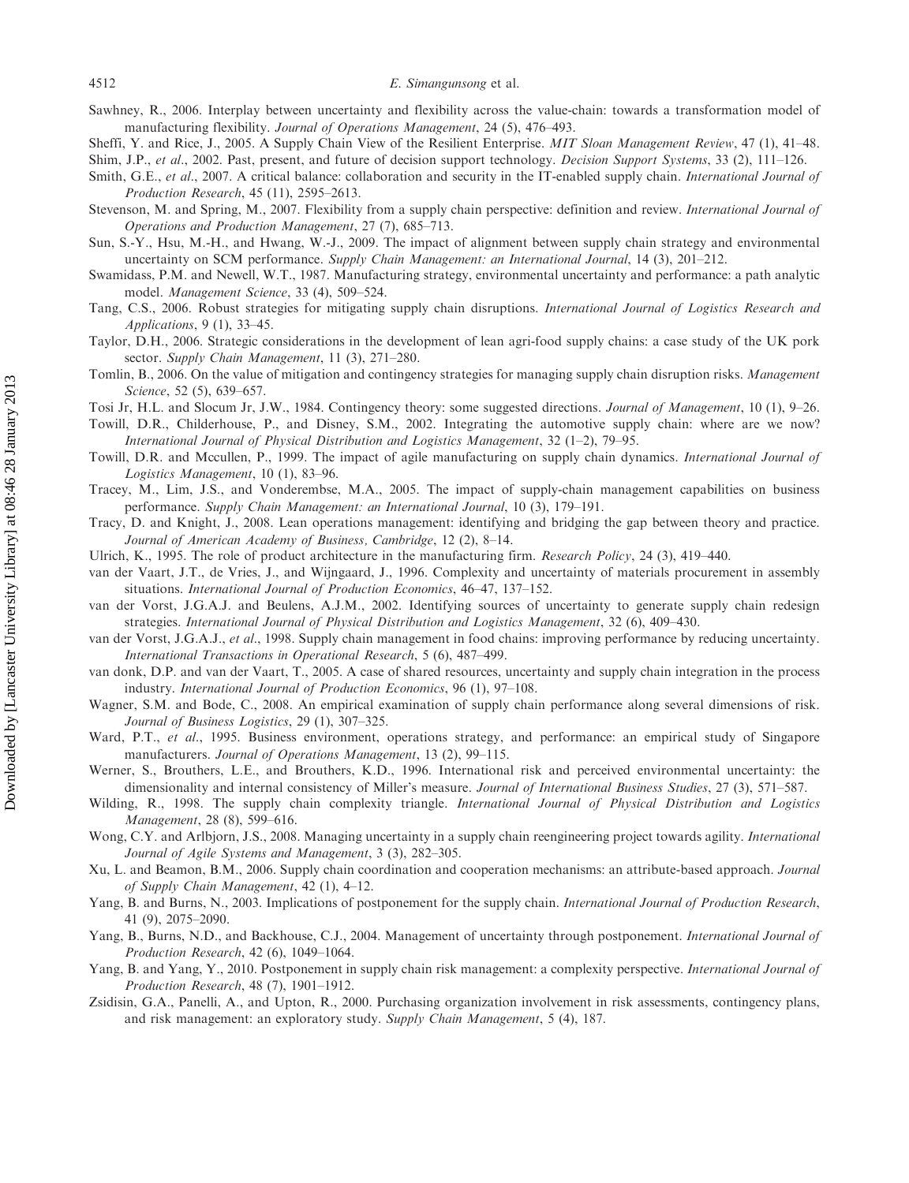Sawhney, R., 2006. Interplay between uncertainty and flexibility across the value-chain: towards a transformation model of manufacturing flexibility. *Journal of Operations Management*, 24 (5), 476–493.

Sheffi, Y. and Rice, J., 2005. A Supply Chain View of the Resilient Enterprise. *MIT Sloan Management Review*, 47 (1), 41–48.

Shim, J.P., *et al*., 2002. Past, present, and future of decision support technology. *Decision Support Systems*, 33 (2), 111–126.

Smith, G.E., *et al*., 2007. A critical balance: collaboration and security in the IT-enabled supply chain. *International Journal of Production Research*, 45 (11), 2595–2613.

Stevenson, M. and Spring, M., 2007. Flexibility from a supply chain perspective: definition and review. *International Journal of Operations and Production Management*, 27 (7), 685–713.

Sun, S.-Y., Hsu, M.-H., and Hwang, W.-J., 2009. The impact of alignment between supply chain strategy and environmental uncertainty on SCM performance. *Supply Chain Management: an International Journal*, 14 (3), 201–212.

Swamidass, P.M. and Newell, W.T., 1987. Manufacturing strategy, environmental uncertainty and performance: a path analytic model. *Management Science*, 33 (4), 509–524.

Tang, C.S., 2006. Robust strategies for mitigating supply chain disruptions. *International Journal of Logistics Research and Applications*, 9 (1), 33–45.

Taylor, D.H., 2006. Strategic considerations in the development of lean agri-food supply chains: a case study of the UK pork sector. *Supply Chain Management*, 11 (3), 271–280.

Tomlin, B., 2006. On the value of mitigation and contingency strategies for managing supply chain disruption risks. *Management Science*, 52 (5), 639–657.

Tosi Jr, H.L. and Slocum Jr, J.W., 1984. Contingency theory: some suggested directions. *Journal of Management*, 10 (1), 9–26.

Towill, D.R., Childerhouse, P., and Disney, S.M., 2002. Integrating the automotive supply chain: where are we now? *International Journal of Physical Distribution and Logistics Management*, 32 (1–2), 79–95.

Towill, D.R. and Mccullen, P., 1999. The impact of agile manufacturing on supply chain dynamics. *International Journal of Logistics Management*, 10 (1), 83–96.

Tracey, M., Lim, J.S., and Vonderembse, M.A., 2005. The impact of supply-chain management capabilities on business performance. *Supply Chain Management: an International Journal*, 10 (3), 179–191.

Tracy, D. and Knight, J., 2008. Lean operations management: identifying and bridging the gap between theory and practice. *Journal of American Academy of Business, Cambridge*, 12 (2), 8–14.

Ulrich, K., 1995. The role of product architecture in the manufacturing firm. *Research Policy*, 24 (3), 419–440.

van der Vaart, J.T., de Vries, J., and Wijngaard, J., 1996. Complexity and uncertainty of materials procurement in assembly situations. *International Journal of Production Economics*, 46–47, 137–152.

van der Vorst, J.G.A.J. and Beulens, A.J.M., 2002. Identifying sources of uncertainty to generate supply chain redesign strategies. *International Journal of Physical Distribution and Logistics Management*, 32 (6), 409–430.

van der Vorst, J.G.A.J., *et al*., 1998. Supply chain management in food chains: improving performance by reducing uncertainty. *International Transactions in Operational Research*, 5 (6), 487–499.

van donk, D.P. and van der Vaart, T., 2005. A case of shared resources, uncertainty and supply chain integration in the process industry. *International Journal of Production Economics*, 96 (1), 97–108.

Wagner, S.M. and Bode, C., 2008. An empirical examination of supply chain performance along several dimensions of risk. *Journal of Business Logistics*, 29 (1), 307–325.

Ward, P.T., *et al*., 1995. Business environment, operations strategy, and performance: an empirical study of Singapore manufacturers. *Journal of Operations Management*, 13 (2), 99–115.

Werner, S., Brouthers, L.E., and Brouthers, K.D., 1996. International risk and perceived environmental uncertainty: the dimensionality and internal consistency of Miller's measure. *Journal of International Business Studies*, 27 (3), 571–587.

Wilding, R., 1998. The supply chain complexity triangle. *International Journal of Physical Distribution and Logistics Management*, 28 (8), 599–616.

Wong, C.Y. and Arlbjorn, J.S., 2008. Managing uncertainty in a supply chain reengineering project towards agility. *International Journal of Agile Systems and Management*, 3 (3), 282–305.

Xu, L. and Beamon, B.M., 2006. Supply chain coordination and cooperation mechanisms: an attribute-based approach. *Journal of Supply Chain Management*, 42 (1), 4–12.

Yang, B. and Burns, N., 2003. Implications of postponement for the supply chain. *International Journal of Production Research*, 41 (9), 2075–2090.

Yang, B., Burns, N.D., and Backhouse, C.J., 2004. Management of uncertainty through postponement. *International Journal of Production Research*, 42 (6), 1049–1064.

Yang, B. and Yang, Y., 2010. Postponement in supply chain risk management: a complexity perspective. *International Journal of Production Research*, 48 (7), 1901–1912.

Zsidisin, G.A., Panelli, A., and Upton, R., 2000. Purchasing organization involvement in risk assessments, contingency plans, and risk management: an exploratory study. *Supply Chain Management*, 5 (4), 187.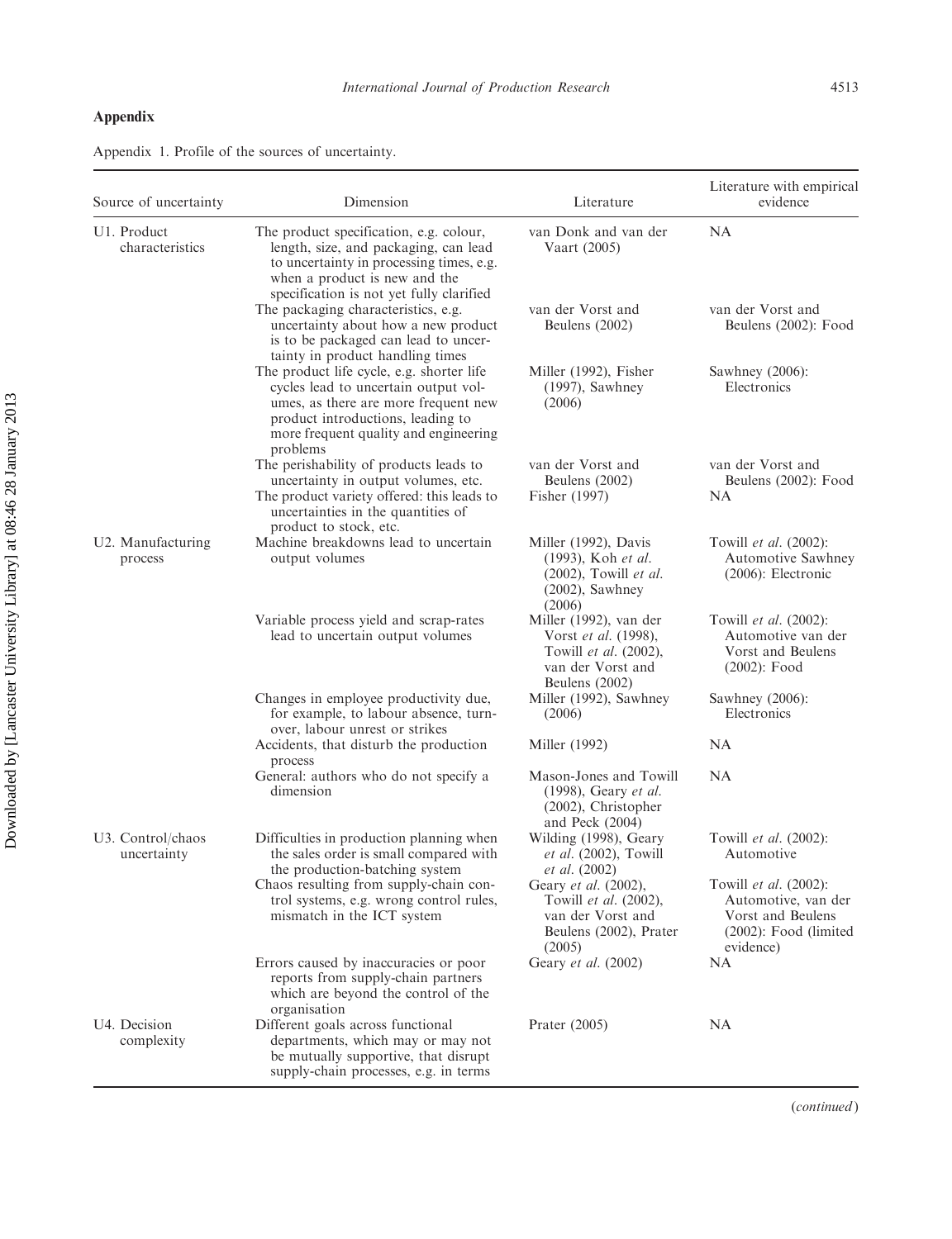## Appendix

Appendix 1. Profile of the sources of uncertainty.

| Source of uncertainty | Dimension | Literature | Literature with empirical evidence |
|---|---|---|---|
| U1. Product characteristics | The product specification, e.g. colour, length, size, and packaging, can lead to uncertainty in processing times, e.g. when a product is new and the specification is not yet fully clarified | van Donk and van der Vaart (2005) | NA |
| | The packaging characteristics, e.g. uncertainty about how a new product is to be packaged can lead to uncertainty in product handling times | van der Vorst and Beulens (2002) | van der Vorst and Beulens (2002): Food |
| | The product life cycle, e.g. shorter life cycles lead to uncertain output volumes, as there are more frequent new product introductions, leading to more frequent quality and engineering problems | Miller (1992), Fisher (1997), Sawhney (2006) | Sawhney (2006): Electronics |
| | The perishability of products leads to uncertainty in output volumes, etc. | van der Vorst and Beulens (2002) | van der Vorst and Beulens (2002): Food |
| | The product variety offered: this leads to uncertainties in the quantities of product to stock, etc. | Fisher (1997) | NA |
| U2. Manufacturing process | Machine breakdowns lead to uncertain output volumes | Miller (1992), Davis (1993), Koh *et al.* (2002), Towill *et al.* (2002), Sawhney (2006) | Towill *et al.* (2002): Automotive Sawhney (2006): Electronic |
| | Variable process yield and scrap-rates lead to uncertain output volumes | Miller (1992), van der Vorst *et al.* (1998), Towill *et al.* (2002), van der Vorst and Beulens (2002) | Towill *et al.* (2002): Automotive van der Vorst and Beulens (2002): Food |
| | Changes in employee productivity due, for example, to labour absence, turnover, labour unrest or strikes | Miller (1992), Sawhney (2006) | Sawhney (2006): Electronics |
| | Accidents, that disturb the production process | Miller (1992) | NA |
| | General: authors who do not specify a dimension | Mason-Jones and Towill (1998), Geary *et al.* (2002), Christopher and Peck (2004) | NA |
| U3. Control/chaos uncertainty | Difficulties in production planning when the sales order is small compared with the production-batching system | Wilding (1998), Geary *et al.* (2002), Towill *et al.* (2002) | Towill *et al.* (2002): Automotive |
| | Chaos resulting from supply-chain control systems, e.g. wrong control rules, mismatch in the ICT system | Geary *et al.* (2002), Towill *et al.* (2002), van der Vorst and Beulens (2002), Prater (2005) | Towill *et al.* (2002): Automotive, van der Vorst and Beulens (2002): Food (limited evidence) |
| | Errors caused by inaccuracies or poor reports from supply-chain partners which are beyond the control of the organisation | Geary *et al.* (2002) | NA |
| U4. Decision complexity | Different goals across functional departments, which may or may not be mutually supportive, that disrupt supply-chain processes, e.g. in terms | Prater (2005) | NA |

(*continued*)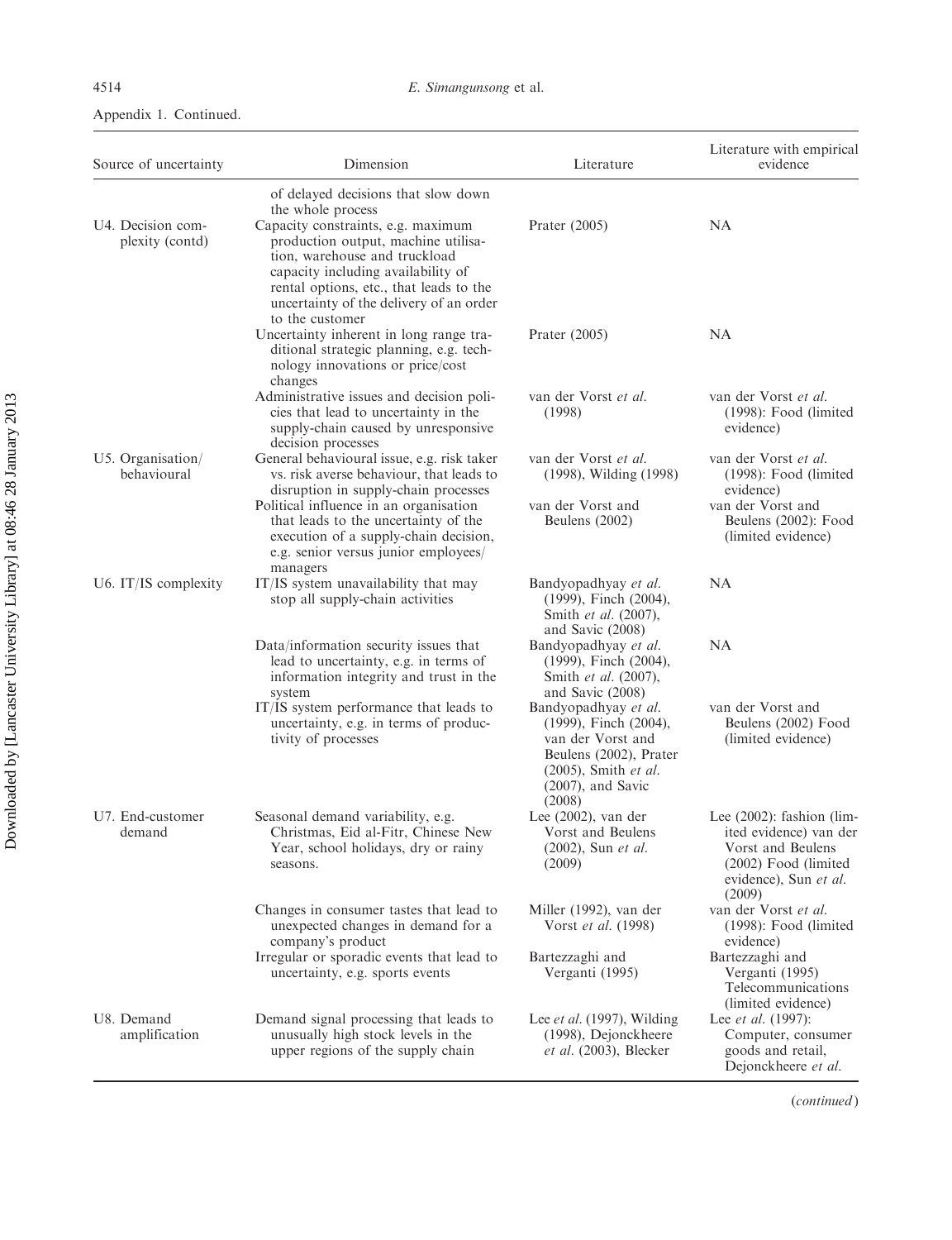Appendix 1. Continued.

| Source of uncertainty | Dimension | Literature | Literature with empirical evidence |
|---|---|---|---|
| | of delayed decisions that slow down the whole process | | |
| U4. Decision complexity (contd) | Capacity constraints, e.g. maximum production output, machine utilisation, warehouse and truckload capacity including availability of rental options, etc., that leads to the uncertainty of the delivery of an order to the customer | Prater (2005) | NA |
| | Uncertainty inherent in long range traditional strategic planning, e.g. technology innovations or price/cost changes | Prater (2005) | NA |
| | Administrative issues and decision policies that lead to uncertainty in the supply-chain caused by unresponsive decision processes | van der Vorst *et al.* (1998) | van der Vorst *et al.* (1998): Food (limited evidence) |
| U5. Organisation/ behavioural | General behavioural issue, e.g. risk taker vs. risk averse behaviour, that leads to disruption in supply-chain processes | van der Vorst *et al.* (1998), Wilding (1998) | van der Vorst *et al.* (1998): Food (limited evidence) |
| | Political influence in an organisation that leads to the uncertainty of the execution of a supply-chain decision, e.g. senior versus junior employees/ managers | van der Vorst and Beulens (2002) | van der Vorst and Beulens (2002): Food (limited evidence) |
| U6. IT/IS complexity | IT/IS system unavailability that may stop all supply-chain activities | Bandyopadhyay *et al.* (1999), Finch (2004), Smith *et al.* (2007), and Savic (2008) | NA |
| | Data/information security issues that lead to uncertainty, e.g. in terms of information integrity and trust in the system | Bandyopadhyay *et al.* (1999), Finch (2004), Smith *et al.* (2007), and Savic (2008) | NA |
| | IT/IS system performance that leads to uncertainty, e.g. in terms of productivity of processes | Bandyopadhyay *et al.* (1999), Finch (2004), van der Vorst and Beulens (2002), Prater (2005), Smith *et al.* (2007), and Savic (2008) | van der Vorst and Beulens (2002) Food (limited evidence) |
| U7. End-customer demand | Seasonal demand variability, e.g. Christmas, Eid al-Fitr, Chinese New Year, school holidays, dry or rainy seasons. | Lee (2002), van der Vorst and Beulens (2002), Sun *et al.* (2009) | Lee (2002): fashion (limited evidence) van der Vorst and Beulens (2002) Food (limited evidence), Sun *et al.* (2009) |
| | Changes in consumer tastes that lead to unexpected changes in demand for a company's product | Miller (1992), van der Vorst *et al.* (1998) | van der Vorst *et al.* (1998): Food (limited evidence) |
| | Irregular or sporadic events that lead to uncertainty, e.g. sports events | Bartezzaghi and Verganti (1995) | Bartezzaghi and Verganti (1995) Telecommunications (limited evidence) |
| U8. Demand amplification | Demand signal processing that leads to unusually high stock levels in the upper regions of the supply chain | Lee *et al.* (1997), Wilding (1998), Dejonckheere *et al.* (2003), Blecker | Lee *et al.* (1997): Computer, consumer goods and retail, Dejonckheere *et al.* |

(*continued*)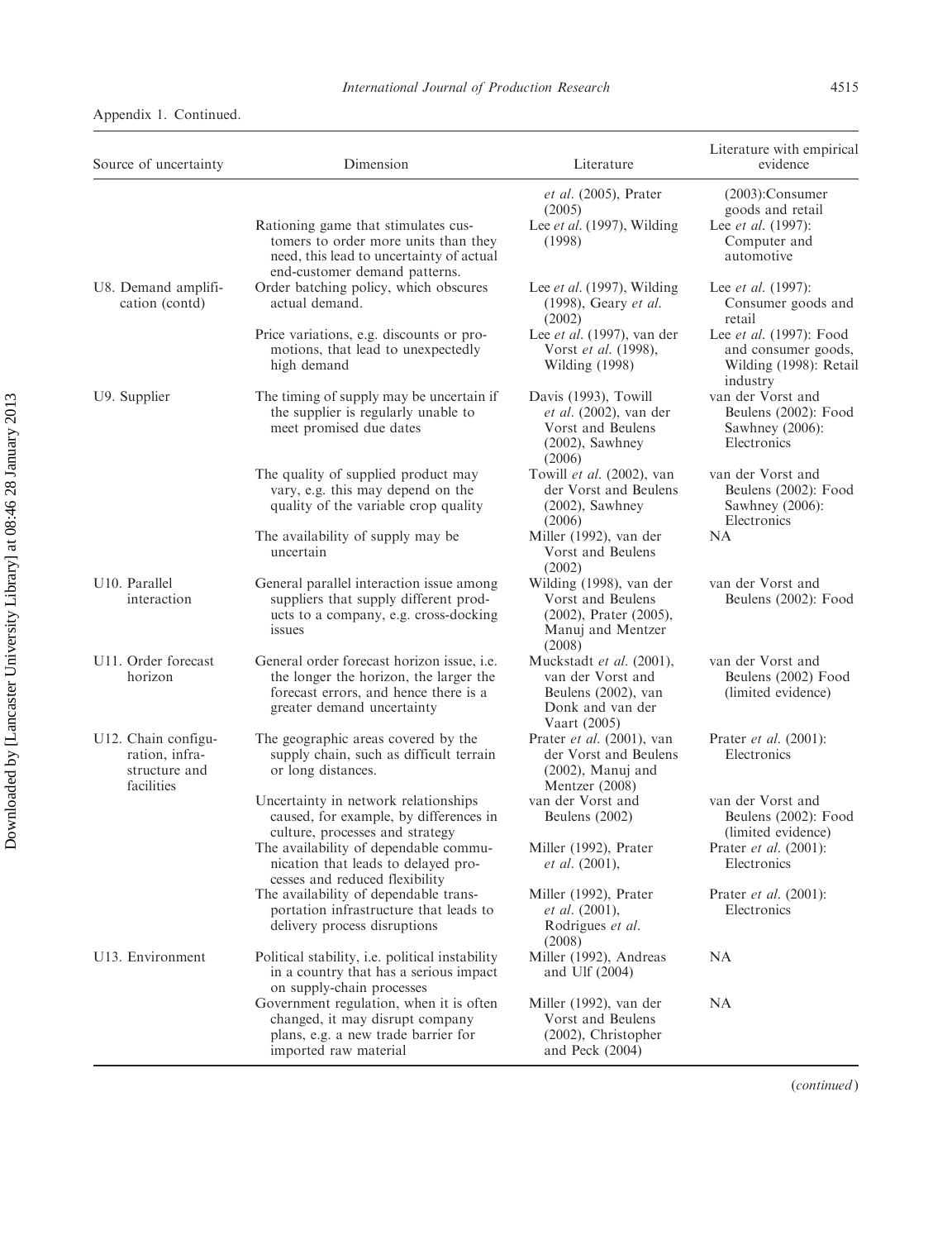Appendix 1. Continued.

| Source of uncertainty | Dimension | Literature | Literature with empirical evidence |
|---|---|---|---|
| | | *et al*. (2005), Prater (2005) | (2003):Consumer goods and retail |
| | Rationing game that stimulates customers to order more units than they need, this lead to uncertainty of actual end-customer demand patterns. | Lee *et al*. (1997), Wilding (1998) | Lee *et al*. (1997): Computer and automotive |
| U8. Demand amplification (contd) | Order batching policy, which obscures actual demand. | Lee *et al*. (1997), Wilding (1998), Geary *et al*. (2002) | Lee *et al*. (1997): Consumer goods and retail |
| | Price variations, e.g. discounts or promotions, that lead to unexpectedly high demand | Lee *et al*. (1997), van der Vorst *et al*. (1998), Wilding (1998) | Lee *et al*. (1997): Food and consumer goods, Wilding (1998): Retail industry |
| U9. Supplier | The timing of supply may be uncertain if the supplier is regularly unable to meet promised due dates | Davis (1993), Towill *et al*. (2002), van der Vorst and Beulens (2002), Sawhney (2006) | van der Vorst and Beulens (2002): Food Sawhney (2006): Electronics |
| | The quality of supplied product may vary, e.g. this may depend on the quality of the variable crop quality | Towill *et al*. (2002), van der Vorst and Beulens (2002), Sawhney (2006) | van der Vorst and Beulens (2002): Food Sawhney (2006): Electronics |
| | The availability of supply may be uncertain | Miller (1992), van der Vorst and Beulens (2002) | NA |
| U10. Parallel interaction | General parallel interaction issue among suppliers that supply different products to a company, e.g. cross-docking issues | Wilding (1998), van der Vorst and Beulens (2002), Prater (2005), Manuj and Mentzer (2008) | van der Vorst and Beulens (2002): Food |
| U11. Order forecast horizon | General order forecast horizon issue, i.e. the longer the horizon, the larger the forecast errors, and hence there is a greater demand uncertainty | Muckstadt *et al*. (2001), van der Vorst and Beulens (2002), van Donk and van der Vaart (2005) | van der Vorst and Beulens (2002) Food (limited evidence) |
| U12. Chain configuration, infrastructure and facilities | The geographic areas covered by the supply chain, such as difficult terrain or long distances. | Prater *et al*. (2001), van der Vorst and Beulens (2002), Manuj and Mentzer (2008) | Prater *et al*. (2001): Electronics |
| | Uncertainty in network relationships caused, for example, by differences in culture, processes and strategy | van der Vorst and Beulens (2002) | van der Vorst and Beulens (2002): Food (limited evidence) |
| | The availability of dependable communication that leads to delayed processes and reduced flexibility | Miller (1992), Prater *et al*. (2001), | Prater *et al*. (2001): Electronics |
| | The availability of dependable transportation infrastructure that leads to delivery process disruptions | Miller (1992), Prater *et al*. (2001), Rodrigues *et al*. (2008) | Prater *et al*. (2001): Electronics |
| U13. Environment | Political stability, i.e. political instability in a country that has a serious impact on supply-chain processes | Miller (1992), Andreas and Ulf (2004) | NA |
| | Government regulation, when it is often changed, it may disrupt company plans, e.g. a new trade barrier for imported raw material | Miller (1992), van der Vorst and Beulens (2002), Christopher and Peck (2004) | NA |

(*continued*)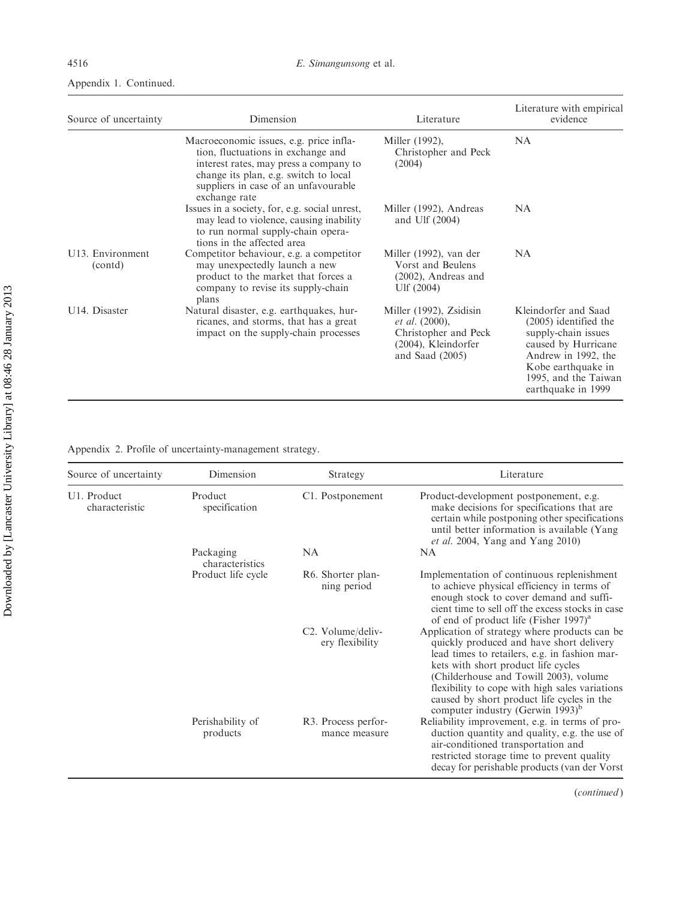Appendix 1. Continued.

| Source of uncertainty | Dimension | Literature | Literature with empirical evidence |
|---|---|---|---|
| | Macroeconomic issues, e.g. price inflation, fluctuations in exchange and interest rates, may press a company to change its plan, e.g. switch to local suppliers in case of an unfavourable exchange rate | Miller (1992), Christopher and Peck (2004) | NA |
| | Issues in a society, for, e.g. social unrest, may lead to violence, causing inability to run normal supply-chain operations in the affected area | Miller (1992), Andreas and Ulf (2004) | NA |
| U13. Environment (contd) | Competitor behaviour, e.g. a competitor may unexpectedly launch a new product to the market that forces a company to revise its supply-chain plans | Miller (1992), van der Vorst and Beulens (2002), Andreas and Ulf (2004) | NA |
| U14. Disaster | Natural disaster, e.g. earthquakes, hurricanes, and storms, that has a great impact on the supply-chain processes | Miller (1992), Zsidisin *et al.* (2000), Christopher and Peck (2004), Kleindorfer and Saad (2005) | Kleindorfer and Saad (2005) identified the supply-chain issues caused by Hurricane Andrew in 1992, the Kobe earthquake in 1995, and the Taiwan earthquake in 1999 |

Appendix 2. Profile of uncertainty-management strategy.

| Source of uncertainty | Dimension | Strategy | Literature |
|---|---|---|---|
| U1. Product characteristic | Product specification | C1. Postponement | Product-development postponement, e.g. make decisions for specifications that are certain while postponing other specifications until better information is available (Yang *et al.* 2004, Yang and Yang 2010) |
| | Packaging characteristics | NA | NA |
| | Product life cycle | R6. Shorter planning period | Implementation of continuous replenishment to achieve physical efficiency in terms of enough stock to cover demand and sufficient time to sell off the excess stocks in case of end of product life (Fisher 1997)[a] |
| | | C2. Volume/delivery flexibility | Application of strategy where products can be quickly produced and have short delivery lead times to retailers, e.g. in fashion markets with short product life cycles (Childerhouse and Towill 2003), volume flexibility to cope with high sales variations caused by short product life cycles in the computer industry (Gerwin 1993)[b] |
| | Perishability of products | R3. Process performance measure | Reliability improvement, e.g. in terms of production quantity and quality, e.g. the use of air-conditioned transportation and restricted storage time to prevent quality decay for perishable products (van der Vorst |

(*continued*)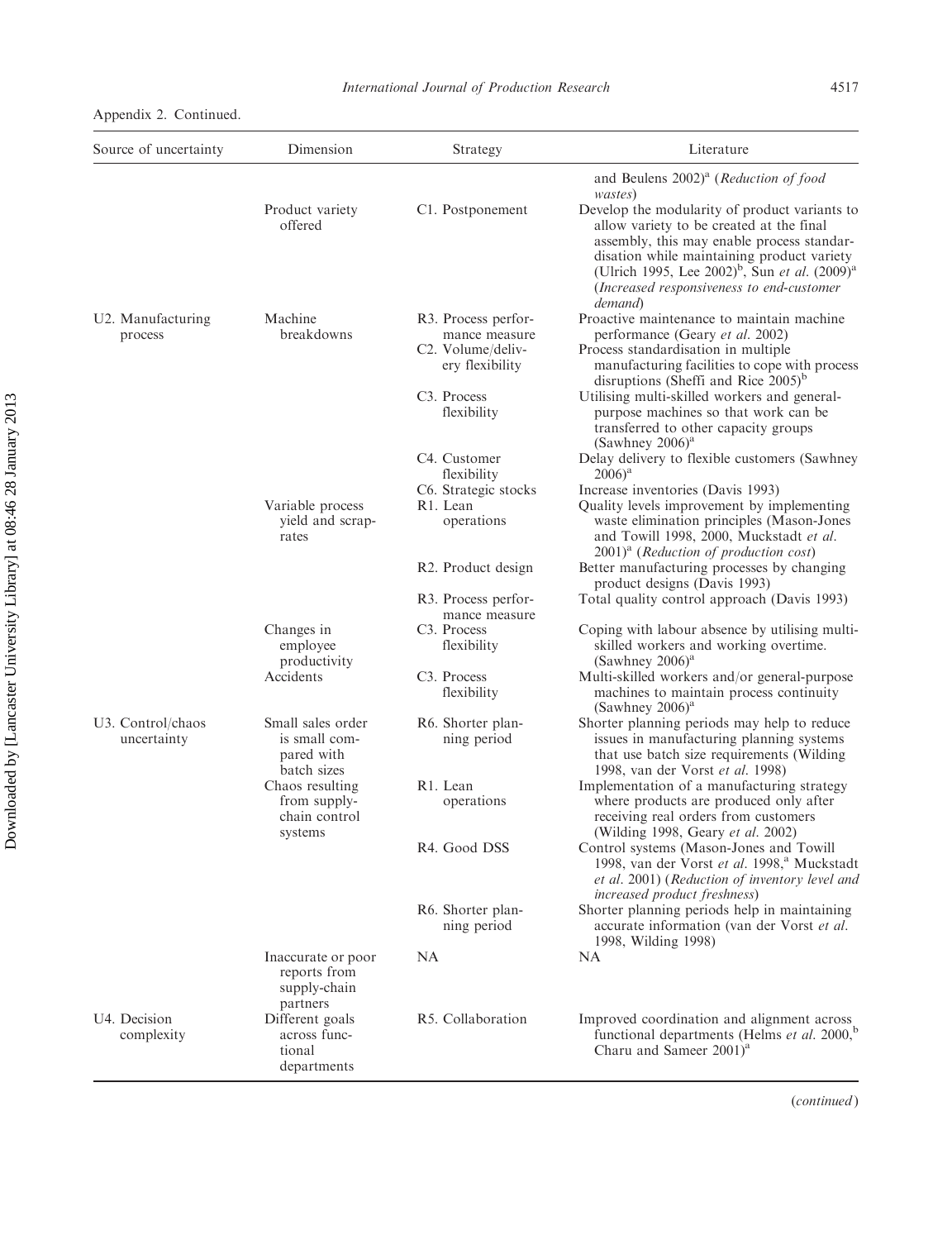Appendix 2. Continued.

| Source of uncertainty | Dimension | Strategy | Literature |
|---|---|---|---|
| | | | and Beulens 2002)[a] (*Reduction of food wastes*) |
| | Product variety offered | C1. Postponement | Develop the modularity of product variants to allow variety to be created at the final assembly, this may enable process standardisation while maintaining product variety (Ulrich 1995, Lee 2002)[b], Sun *et al.* (2009)[a] (*Increased responsiveness to end-customer demand*) |
| U2. Manufacturing process | Machine breakdowns | R3. Process performance measure | Proactive maintenance to maintain machine performance (Geary *et al.* 2002) |
| | | C2. Volume/delivery flexibility | Process standardisation in multiple manufacturing facilities to cope with process disruptions (Sheffi and Rice 2005)[b] |
| | | C3. Process flexibility | Utilising multi-skilled workers and general-purpose machines so that work can be transferred to other capacity groups (Sawhney 2006)[a] |
| | | C4. Customer flexibility | Delay delivery to flexible customers (Sawhney 2006)[a] |
| | | C6. Strategic stocks | Increase inventories (Davis 1993) |
| | Variable process yield and scrap-rates | R1. Lean operations | Quality levels improvement by implementing waste elimination principles (Mason-Jones and Towill 1998, 2000, Muckstadt *et al.* 2001)[a] (*Reduction of production cost*) |
| | | R2. Product design | Better manufacturing processes by changing product designs (Davis 1993) |
| | | R3. Process performance measure | Total quality control approach (Davis 1993) |
| | Changes in employee productivity | C3. Process flexibility | Coping with labour absence by utilising multi-skilled workers and working overtime. (Sawhney 2006)[a] |
| | Accidents | C3. Process flexibility | Multi-skilled workers and/or general-purpose machines to maintain process continuity (Sawhney 2006)[a] |
| U3. Control/chaos uncertainty | Small sales order is small compared with batch sizes | R6. Shorter planning period | Shorter planning periods may help to reduce issues in manufacturing planning systems that use batch size requirements (Wilding 1998, van der Vorst *et al.* 1998) |
| | Chaos resulting from supply-chain control systems | R1. Lean operations | Implementation of a manufacturing strategy where products are produced only after receiving real orders from customers (Wilding 1998, Geary *et al.* 2002) |
| | | R4. Good DSS | Control systems (Mason-Jones and Towill 1998, van der Vorst *et al.* 1998,[a] Muckstadt *et al.* 2001) (*Reduction of inventory level and increased product freshness*) |
| | | R6. Shorter planning period | Shorter planning periods help in maintaining accurate information (van der Vorst *et al.* 1998, Wilding 1998) |
| | Inaccurate or poor reports from supply-chain partners | NA | NA |
| U4. Decision complexity | Different goals across functional departments | R5. Collaboration | Improved coordination and alignment across functional departments (Helms *et al.* 2000,[b] Charu and Sameer 2001)[a] |

(*continued*)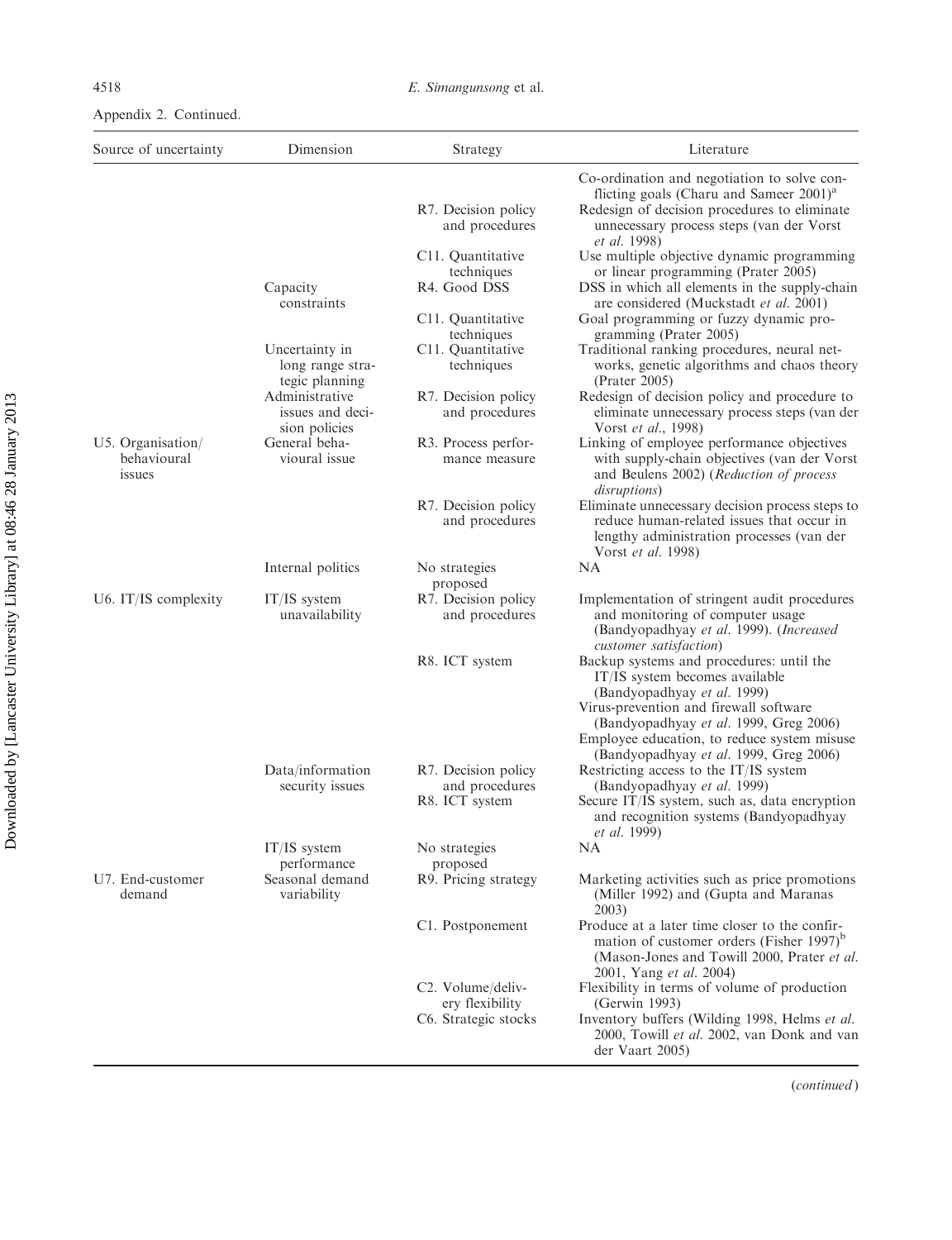Appendix 2. Continued.

| Source of uncertainty | Dimension | Strategy | Literature |
|---|---|---|---|
| | | | Co-ordination and negotiation to solve conflicting goals (Charu and Sameer 2001)[a] |
| | | R7. Decision policy and procedures | Redesign of decision procedures to eliminate unnecessary process steps (van der Vorst *et al*. 1998) |
| | | C11. Quantitative techniques | Use multiple objective dynamic programming or linear programming (Prater 2005) |
| | Capacity constraints | R4. Good DSS | DSS in which all elements in the supply-chain are considered (Muckstadt *et al*. 2001) |
| | | C11. Quantitative techniques | Goal programming or fuzzy dynamic programming (Prater 2005) |
| | Uncertainty in long range strategic planning | C11. Quantitative techniques | Traditional ranking procedures, neural networks, genetic algorithms and chaos theory (Prater 2005) |
| | Administrative issues and decision policies | R7. Decision policy and procedures | Redesign of decision policy and procedure to eliminate unnecessary process steps (van der Vorst *et al*., 1998) |
| U5. Organisation/behavioural issues | General behavioural issue | R3. Process performance measure | Linking of employee performance objectives with supply-chain objectives (van der Vorst and Beulens 2002) (*Reduction of process disruptions*) |
| | | R7. Decision policy and procedures | Eliminate unnecessary decision process steps to reduce human-related issues that occur in lengthy administration processes (van der Vorst *et al*. 1998) |
| | Internal politics | No strategies proposed | NA |
| U6. IT/IS complexity | IT/IS system unavailability | R7. Decision policy and procedures | Implementation of stringent audit procedures and monitoring of computer usage (Bandyopadhyay *et al*. 1999). (*Increased customer satisfaction*) |
| | | R8. ICT system | Backup systems and procedures: until the IT/IS system becomes available (Bandyopadhyay *et al*. 1999) |
| | | | Virus-prevention and firewall software (Bandyopadhyay *et al*. 1999, Greg 2006) |
| | | | Employee education, to reduce system misuse (Bandyopadhyay *et al*. 1999, Greg 2006) |
| | Data/information security issues | R7. Decision policy and procedures | Restricting access to the IT/IS system (Bandyopadhyay *et al*. 1999) |
| | | R8. ICT system | Secure IT/IS system, such as, data encryption and recognition systems (Bandyopadhyay *et al*. 1999) |
| | IT/IS system performance | No strategies proposed | NA |
| U7. End-customer demand | Seasonal demand variability | R9. Pricing strategy | Marketing activities such as price promotions (Miller 1992) and (Gupta and Maranas 2003) |
| | | C1. Postponement | Produce at a later time closer to the confirmation of customer orders (Fisher 1997)[b] (Mason-Jones and Towill 2000, Prater *et al*. 2001, Yang *et al*. 2004) |
| | | C2. Volume/delivery flexibility | Flexibility in terms of volume of production (Gerwin 1993) |
| | | C6. Strategic stocks | Inventory buffers (Wilding 1998, Helms *et al*. 2000, Towill *et al*. 2002, van Donk and van der Vaart 2005) |

(*continued*)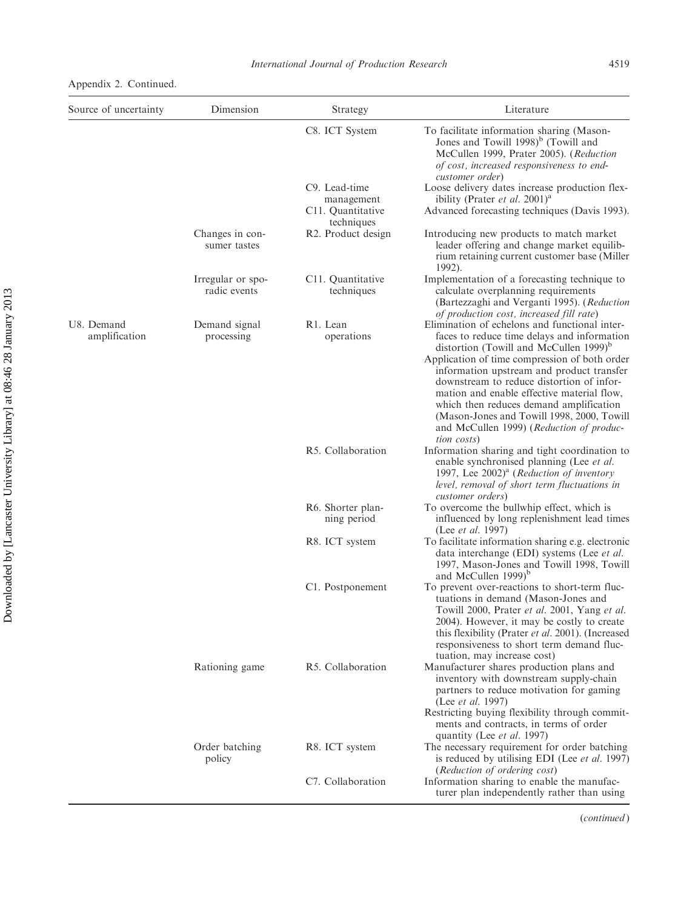Appendix 2. Continued.

| Source of uncertainty | Dimension | Strategy | Literature |
|---|---|---|---|
| | | C8. ICT System | To facilitate information sharing (Mason-Jones and Towill 1998)[b] (Towill and McCullen 1999, Prater 2005). (*Reduction of cost, increased responsiveness to end-customer order*) |
| | | C9. Lead-time management | Loose delivery dates increase production flexibility (Prater *et al.* 2001)[a] |
| | | C11. Quantitative techniques | Advanced forecasting techniques (Davis 1993). |
| | Changes in consumer tastes | R2. Product design | Introducing new products to match market leader offering and change market equilibrium retaining current customer base (Miller 1992). |
| | Irregular or sporadic events | C11. Quantitative techniques | Implementation of a forecasting technique to calculate overplanning requirements (Bartezzaghi and Verganti 1995). (*Reduction of production cost, increased fill rate*) |
| U8. Demand amplification | Demand signal processing | R1. Lean operations | Elimination of echelons and functional interfaces to reduce time delays and information distortion (Towill and McCullen 1999)[b] Application of time compression of both order information upstream and product transfer downstream to reduce distortion of information and enable effective material flow, which then reduces demand amplification (Mason-Jones and Towill 1998, 2000, Towill and McCullen 1999) (*Reduction of production costs*) |
| | | R5. Collaboration | Information sharing and tight coordination to enable synchronised planning (Lee *et al.* 1997, Lee 2002)[a] (*Reduction of inventory level, removal of short term fluctuations in customer orders*) |
| | | R6. Shorter planning period | To overcome the bullwhip effect, which is influenced by long replenishment lead times (Lee *et al.* 1997) |
| | | R8. ICT system | To facilitate information sharing e.g. electronic data interchange (EDI) systems (Lee *et al.* 1997, Mason-Jones and Towill 1998, Towill and McCullen 1999)[b] |
| | | C1. Postponement | To prevent over-reactions to short-term fluctuations in demand (Mason-Jones and Towill 2000, Prater *et al.* 2001, Yang *et al.* 2004). However, it may be costly to create this flexibility (Prater *et al.* 2001). (Increased responsiveness to short term demand fluctuation, may increase cost) |
| | Rationing game | R5. Collaboration | Manufacturer shares production plans and inventory with downstream supply-chain partners to reduce motivation for gaming (Lee *et al.* 1997) Restricting buying flexibility through commitments and contracts, in terms of order quantity (Lee *et al.* 1997) |
| | Order batching policy | R8. ICT system | The necessary requirement for order batching is reduced by utilising EDI (Lee *et al.* 1997) (*Reduction of ordering cost*) |
| | | C7. Collaboration | Information sharing to enable the manufacturer plan independently rather than using |

(*continued*)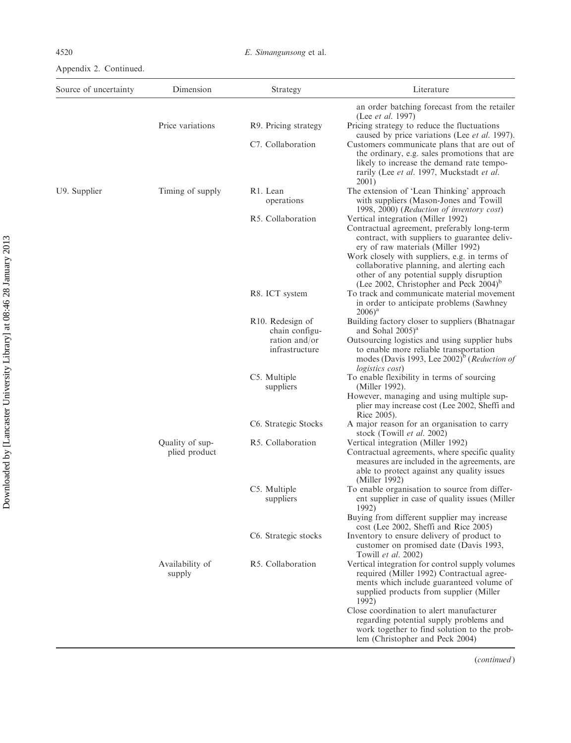Appendix 2. Continued.

| Source of uncertainty | Dimension | Strategy | Literature |
|---|---|---|---|
| | | | an order batching forecast from the retailer (Lee *et al.* 1997) |
| | Price variations | R9. Pricing strategy | Pricing strategy to reduce the fluctuations caused by price variations (Lee *et al.* 1997). |
| | | C7. Collaboration | Customers communicate plans that are out of the ordinary, e.g. sales promotions that are likely to increase the demand rate temporarily (Lee *et al.* 1997, Muckstadt *et al.* 2001) |
| U9. Supplier | Timing of supply | R1. Lean operations | The extension of 'Lean Thinking' approach with suppliers (Mason-Jones and Towill 1998, 2000) (*Reduction of inventory cost*) |
| | | R5. Collaboration | Vertical integration (Miller 1992)<br>Contractual agreement, preferably long-term contract, with suppliers to guarantee delivery of raw materials (Miller 1992)<br>Work closely with suppliers, e.g. in terms of collaborative planning, and alerting each other of any potential supply disruption (Lee 2002, Christopher and Peck 2004)[b] |
| | | R8. ICT system | To track and communicate material movement in order to anticipate problems (Sawhney 2006)[a] |
| | | R10. Redesign of chain configuration and/or infrastructure | Building factory closer to suppliers (Bhatnagar and Sohal 2005)[a]<br>Outsourcing logistics and using supplier hubs to enable more reliable transportation modes (Davis 1993, Lee 2002)[b] (*Reduction of logistics cost*) |
| | | C5. Multiple suppliers | To enable flexibility in terms of sourcing (Miller 1992).<br>However, managing and using multiple supplier may increase cost (Lee 2002, Sheffi and Rice 2005). |
| | | C6. Strategic Stocks | A major reason for an organisation to carry stock (Towill *et al.* 2002) |
| | Quality of supplied product | R5. Collaboration | Vertical integration (Miller 1992)<br>Contractual agreements, where specific quality measures are included in the agreements, are able to protect against any quality issues (Miller 1992) |
| | | C5. Multiple suppliers | To enable organisation to source from different supplier in case of quality issues (Miller 1992)<br>Buying from different supplier may increase cost (Lee 2002, Sheffi and Rice 2005) |
| | | C6. Strategic stocks | Inventory to ensure delivery of product to customer on promised date (Davis 1993, Towill *et al.* 2002) |
| | Availability of supply | R5. Collaboration | Vertical integration for control supply volumes required (Miller 1992) Contractual agreements which include guaranteed volume of supplied products from supplier (Miller 1992)<br>Close coordination to alert manufacturer regarding potential supply problems and work together to find solution to the problem (Christopher and Peck 2004) |

(*continued*)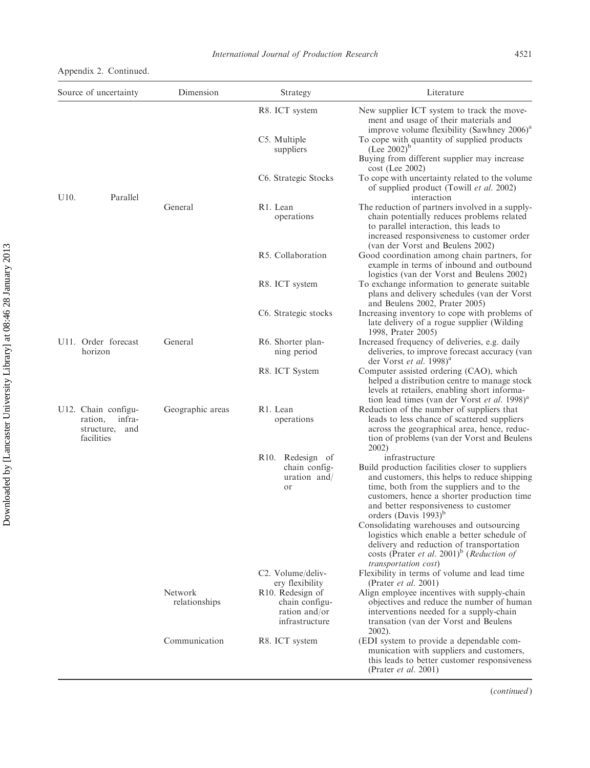Appendix 2. Continued.

| Source of uncertainty | Dimension | Strategy | Literature |
|---|---|---|---|
| | | R8. ICT system | New supplier ICT system to track the movement and usage of their materials and improve volume flexibility (Sawhney 2006)[a] |
| | | C5. Multiple suppliers | To cope with quantity of supplied products (Lee 2002)[b] |
| | | | Buying from different supplier may increase cost (Lee 2002) |
| | | C6. Strategic Stocks | To cope with uncertainty related to the volume of supplied product (Towill *et al.* 2002) |
| U10. Parallel interaction | General | R1. Lean operations | The reduction of partners involved in a supply-chain potentially reduces problems related to parallel interaction, this leads to increased responsiveness to customer order (van der Vorst and Beulens 2002) |
| | | R5. Collaboration | Good coordination among chain partners, for example in terms of inbound and outbound logistics (van der Vorst and Beulens 2002) |
| | | R8. ICT system | To exchange information to generate suitable plans and delivery schedules (van der Vorst and Beulens 2002, Prater 2005) |
| | | C6. Strategic stocks | Increasing inventory to cope with problems of late delivery of a rogue supplier (Wilding 1998, Prater 2005) |
| U11. Order forecast horizon | General | R6. Shorter planning period | Increased frequency of deliveries, e.g. daily deliveries, to improve forecast accuracy (van der Vorst *et al.* 1998)[a] |
| | | R8. ICT System | Computer assisted ordering (CAO), which helped a distribution centre to manage stock levels at retailers, enabling short information lead times (van der Vorst *et al.* 1998)[a] |
| U12. Chain configuration, infrastructure, and facilities | Geographic areas | R1. Lean operations | Reduction of the number of suppliers that leads to less chance of scattered suppliers across the geographical area, hence, reduction of problems (van der Vorst and Beulens 2002) |
| | | R10. Redesign of chain configuration and/or infrastructure | Build production facilities closer to suppliers and customers, this helps to reduce shipping time, both from the suppliers and to the customers, hence a shorter production time and better responsiveness to customer orders (Davis 1993)[b] |
| | | | Consolidating warehouses and outsourcing logistics which enable a better schedule of delivery and reduction of transportation costs (Prater *et al.* 2001)[b] (*Reduction of transportation cost*) |
| | | C2. Volume/delivery flexibility | Flexibility in terms of volume and lead time (Prater *et al.* 2001) |
| | Network relationships | R10. Redesign of chain configuration and/or infrastructure | Align employee incentives with supply-chain objectives and reduce the number of human interventions needed for a supply-chain transation (van der Vorst and Beulens 2002). |
| | Communication | R8. ICT system | (EDI system to provide a dependable communication with suppliers and customers, this leads to better customer responsiveness (Prater *et al.* 2001) |

(*continued*)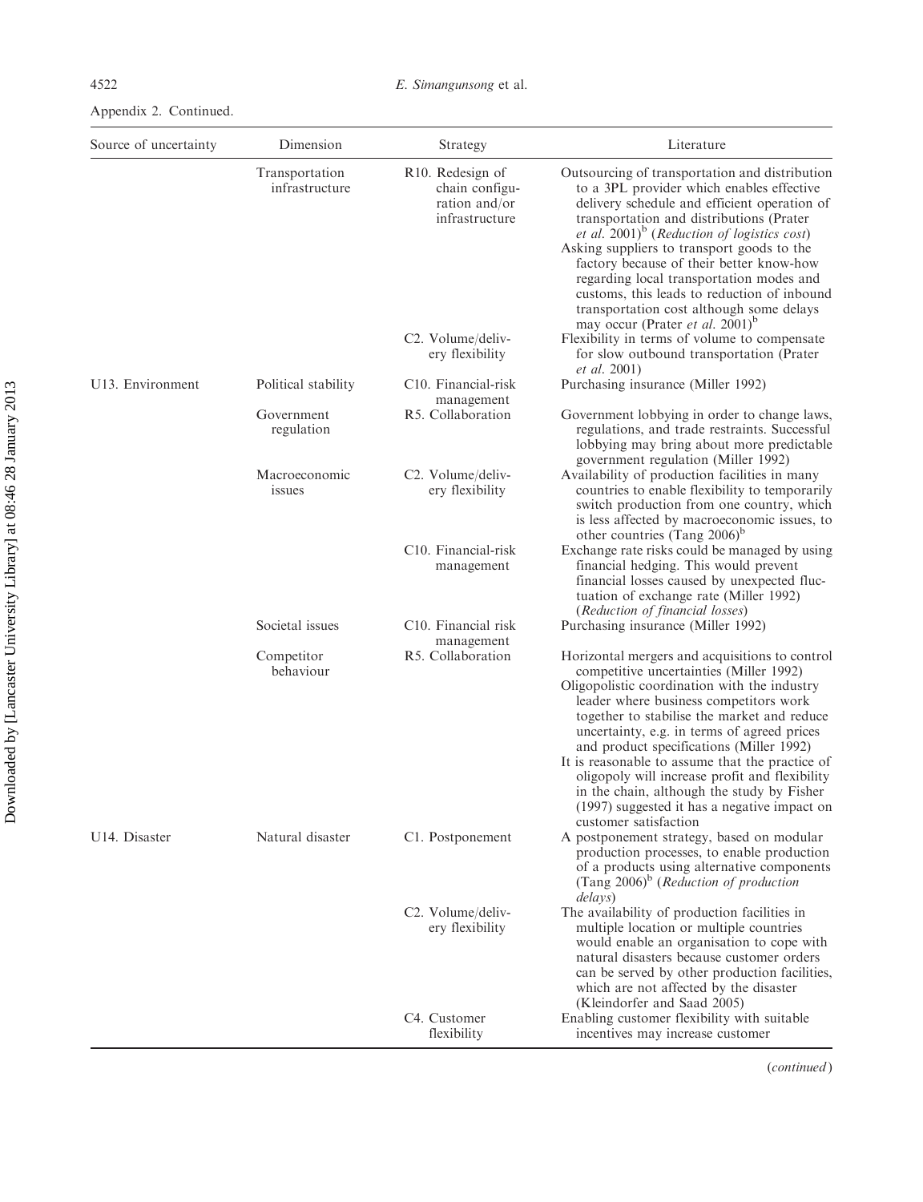Appendix 2. Continued.

| Source of uncertainty | Dimension | Strategy | Literature |
|---|---|---|---|
| | Transportation infrastructure | R10. Redesign of chain configuration and/or infrastructure | Outsourcing of transportation and distribution to a 3PL provider which enables effective delivery schedule and efficient operation of transportation and distributions (Prater *et al.* 2001)[b] (*Reduction of logistics cost*)<br>Asking suppliers to transport goods to the factory because of their better know-how regarding local transportation modes and customs, this leads to reduction of inbound transportation cost although some delays may occur (Prater *et al.* 2001)[b] |
| | | C2. Volume/delivery flexibility | Flexibility in terms of volume to compensate for slow outbound transportation (Prater *et al.* 2001) |
| U13. Environment | Political stability | C10. Financial-risk management | Purchasing insurance (Miller 1992) |
| | Government regulation | R5. Collaboration | Government lobbying in order to change laws, regulations, and trade restraints. Successful lobbying may bring about more predictable government regulation (Miller 1992) |
| | Macroeconomic issues | C2. Volume/delivery flexibility | Availability of production facilities in many countries to enable flexibility to temporarily switch production from one country, which is less affected by macroeconomic issues, to other countries (Tang 2006)[b] |
| | | C10. Financial-risk management | Exchange rate risks could be managed by using financial hedging. This would prevent financial losses caused by unexpected fluctuation of exchange rate (Miller 1992) (*Reduction of financial losses*) |
| | Societal issues | C10. Financial risk management | Purchasing insurance (Miller 1992) |
| | Competitor behaviour | R5. Collaboration | Horizontal mergers and acquisitions to control competitive uncertainties (Miller 1992)<br>Oligopolistic coordination with the industry leader where business competitors work together to stabilise the market and reduce uncertainty, e.g. in terms of agreed prices and product specifications (Miller 1992)<br>It is reasonable to assume that the practice of oligopoly will increase profit and flexibility in the chain, although the study by Fisher (1997) suggested it has a negative impact on customer satisfaction |
| U14. Disaster | Natural disaster | C1. Postponement | A postponement strategy, based on modular production processes, to enable production of a products using alternative components (Tang 2006)[b] (*Reduction of production delays*) |
| | | C2. Volume/delivery flexibility | The availability of production facilities in multiple location or multiple countries would enable an organisation to cope with natural disasters because customer orders can be served by other production facilities, which are not affected by the disaster (Kleindorfer and Saad 2005) |
| | | C4. Customer flexibility | Enabling customer flexibility with suitable incentives may increase customer |

(*continued*)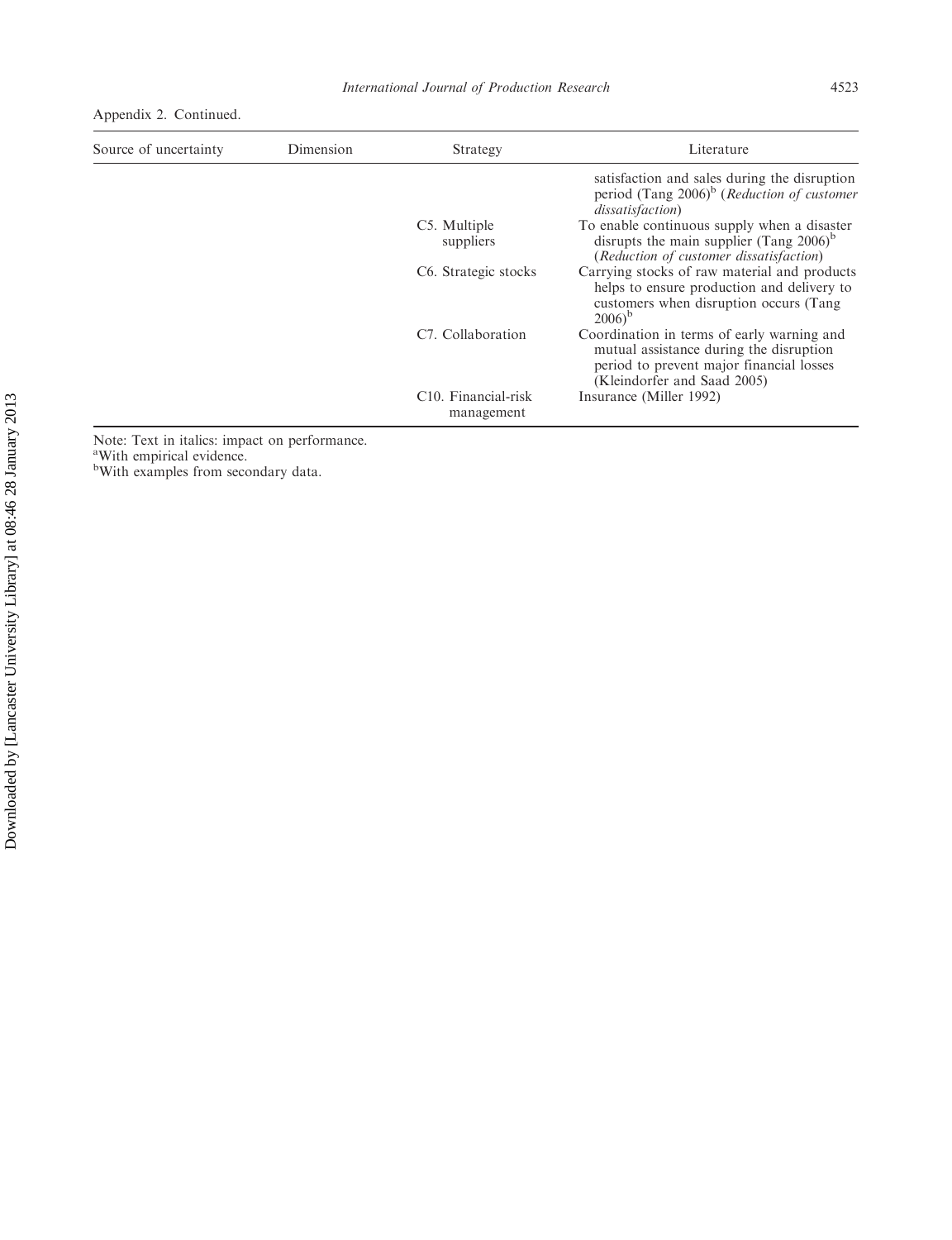Appendix 2. Continued.

| Source of uncertainty | Dimension | Strategy | Literature |
|---|---|---|---|
| | | | satisfaction and sales during the disruption period (Tang 2006)[b] (*Reduction of customer dissatisfaction*) |
| | | C5. Multiple suppliers | To enable continuous supply when a disaster disrupts the main supplier (Tang 2006)[b] (*Reduction of customer dissatisfaction*) |
| | | C6. Strategic stocks | Carrying stocks of raw material and products helps to ensure production and delivery to customers when disruption occurs (Tang 2006)[b] |
| | | C7. Collaboration | Coordination in terms of early warning and mutual assistance during the disruption period to prevent major financial losses (Kleindorfer and Saad 2005) |
| | | C10. Financial-risk management | Insurance (Miller 1992) |

Note: Text in italics: impact on performance.
[a]With empirical evidence.
[b]With examples from secondary data.